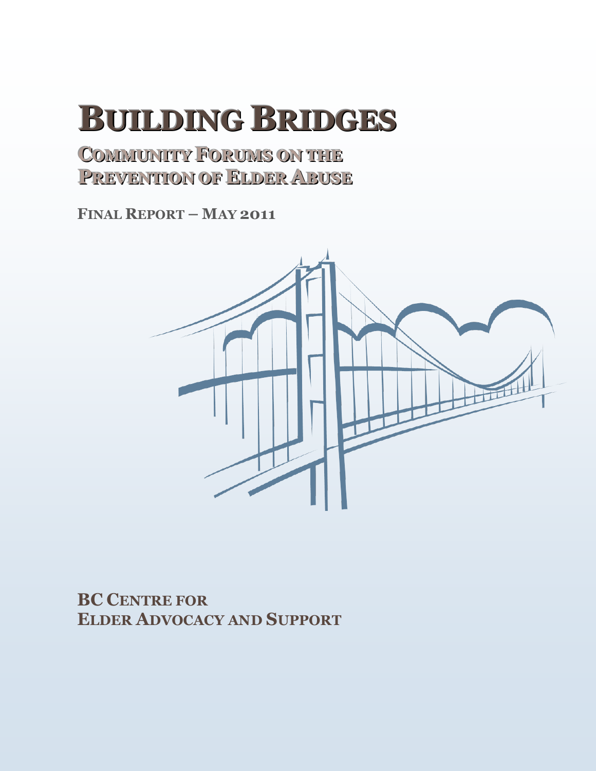# Building Bridges

## Community Forums on the Prevention of Elder Abuse

**Final Report – May 2011**

**BC Centre for Elder Advocacy and Support**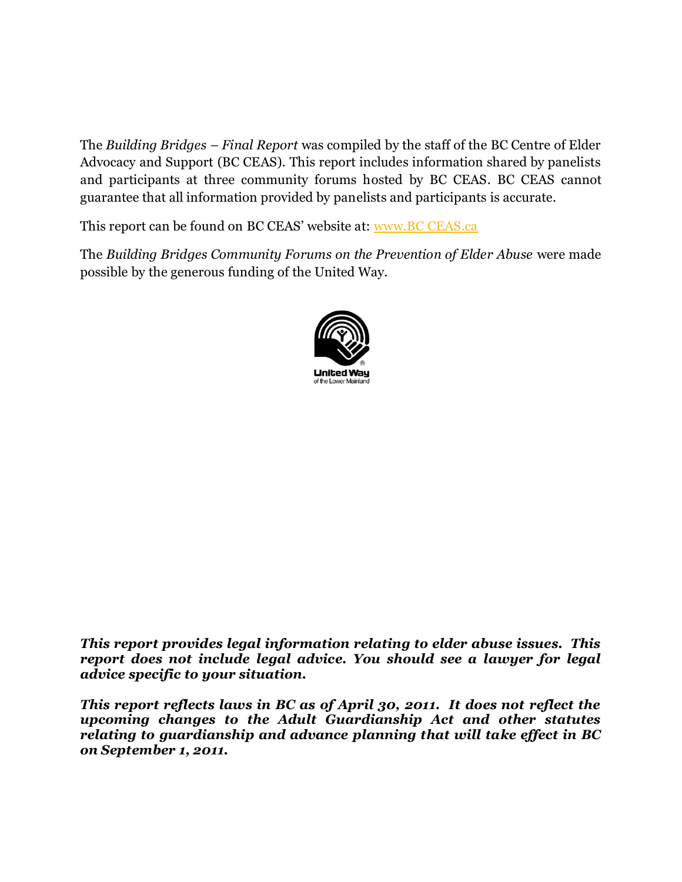The *Building Bridges – Final Report* was compiled by the staff of the BC Centre of Elder Advocacy and Support (BC CEAS). This report includes information shared by panelists and participants at three community forums hosted by BC CEAS. BC CEAS cannot guarantee that all information provided by panelists and participants is accurate.

This report can be found on BC CEAS' website at: [www.BC CEAS.ca](www.BC CEAS.ca)

The *Building Bridges Community Forums on the Prevention of Elder Abuse* were made possible by the generous funding of the United Way.

United Way of the Lower Mainland

***This report provides legal information relating to elder abuse issues. This report does not include legal advice. You should see a lawyer for legal advice specific to your situation.***

***This report reflects laws in BC as of April 30, 2011. It does not reflect the upcoming changes to the Adult Guardianship Act and other statutes relating to guardianship and advance planning that will take effect in BC on September 1, 2011.***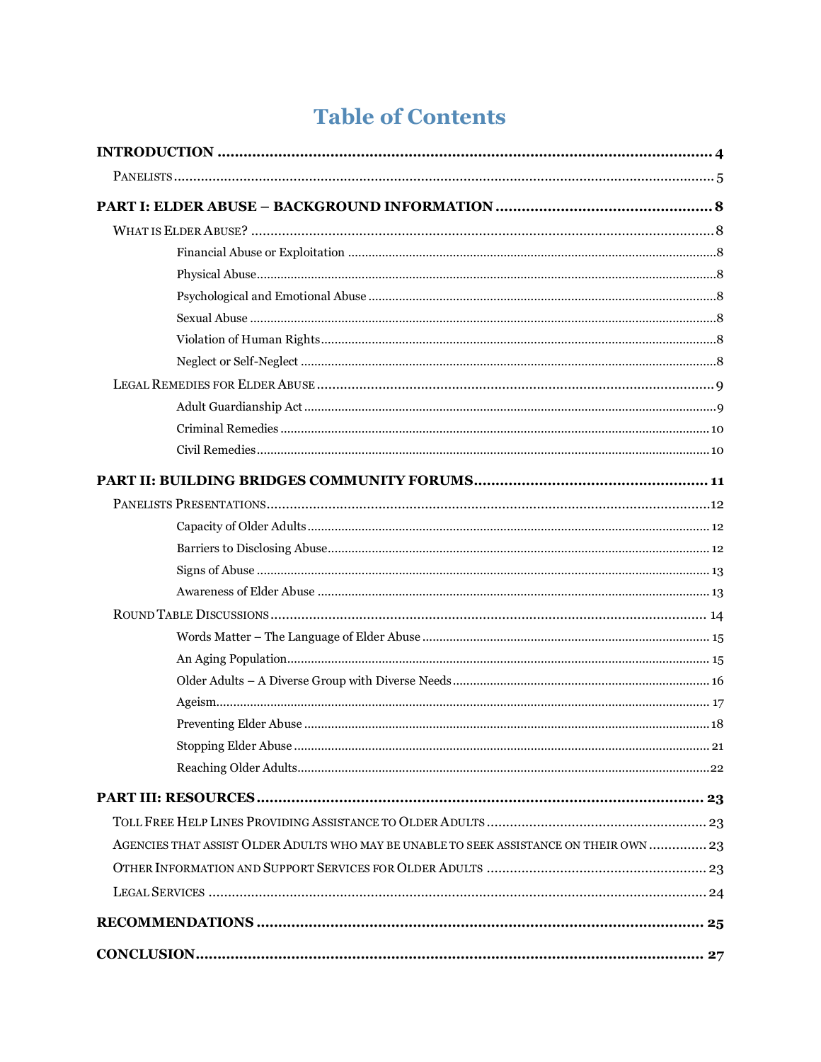# Table of Contents

**INTRODUCTION** ..... 4

- Panelists ..... 5

**PART I: ELDER ABUSE – BACKGROUND INFORMATION** ..... 8

- What is Elder Abuse? ..... 8
  - Financial Abuse or Exploitation ..... 8
  - Physical Abuse ..... 8
  - Psychological and Emotional Abuse ..... 8
  - Sexual Abuse ..... 8
  - Violation of Human Rights ..... 8
  - Neglect or Self-Neglect ..... 8
- Legal Remedies for Elder Abuse ..... 9
  - Adult Guardianship Act ..... 9
  - Criminal Remedies ..... 10
  - Civil Remedies ..... 10

**PART II: BUILDING BRIDGES COMMUNITY FORUMS** ..... 11

- Panelists Presentations ..... 12
  - Capacity of Older Adults ..... 12
  - Barriers to Disclosing Abuse ..... 12
  - Signs of Abuse ..... 13
  - Awareness of Elder Abuse ..... 13
- Round Table Discussions ..... 14
  - Words Matter – The Language of Elder Abuse ..... 15
  - An Aging Population ..... 15
  - Older Adults – A Diverse Group with Diverse Needs ..... 16
  - Ageism ..... 17
  - Preventing Elder Abuse ..... 18
  - Stopping Elder Abuse ..... 21
  - Reaching Older Adults ..... 22

**PART III: RESOURCES** ..... 23

- Toll Free Help Lines Providing Assistance to Older Adults ..... 23
- Agencies that assist Older Adults who may be unable to seek assistance on their own ..... 23
- Other Information and Support Services for Older Adults ..... 23
- Legal Services ..... 24

**RECOMMENDATIONS** ..... 25

**CONCLUSION** ..... 27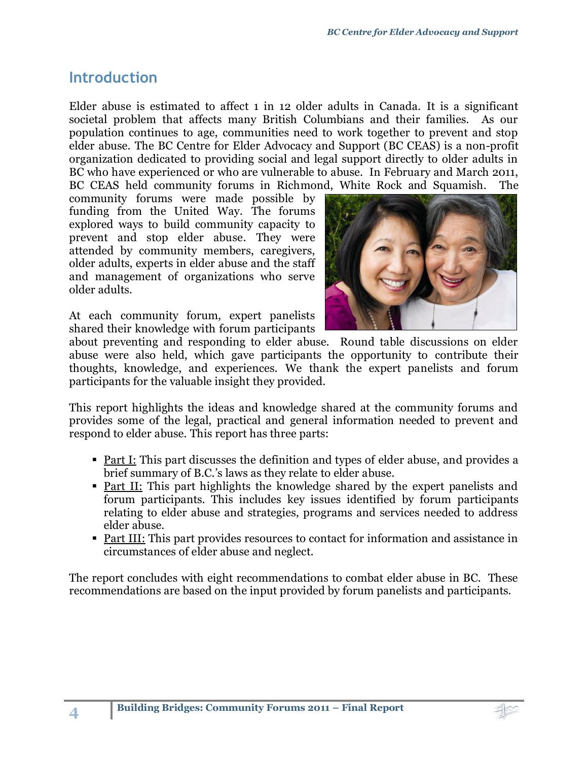## Introduction

Elder abuse is estimated to affect 1 in 12 older adults in Canada. It is a significant societal problem that affects many British Columbians and their families. As our population continues to age, communities need to work together to prevent and stop elder abuse. The BC Centre for Elder Advocacy and Support (BC CEAS) is a non-profit organization dedicated to providing social and legal support directly to older adults in BC who have experienced or who are vulnerable to abuse. In February and March 2011, BC CEAS held community forums in Richmond, White Rock and Squamish. The community forums were made possible by funding from the United Way. The forums explored ways to build community capacity to prevent and stop elder abuse. They were attended by community members, caregivers, older adults, experts in elder abuse and the staff and management of organizations who serve older adults.

At each community forum, expert panelists shared their knowledge with forum participants about preventing and responding to elder abuse. Round table discussions on elder abuse were also held, which gave participants the opportunity to contribute their thoughts, knowledge, and experiences. We thank the expert panelists and forum participants for the valuable insight they provided.

This report highlights the ideas and knowledge shared at the community forums and provides some of the legal, practical and general information needed to prevent and respond to elder abuse. This report has three parts:

- Part I: This part discusses the definition and types of elder abuse, and provides a brief summary of B.C.'s laws as they relate to elder abuse.
- Part II: This part highlights the knowledge shared by the expert panelists and forum participants. This includes key issues identified by forum participants relating to elder abuse and strategies, programs and services needed to address elder abuse.
- Part III: This part provides resources to contact for information and assistance in circumstances of elder abuse and neglect.

The report concludes with eight recommendations to combat elder abuse in BC. These recommendations are based on the input provided by forum panelists and participants.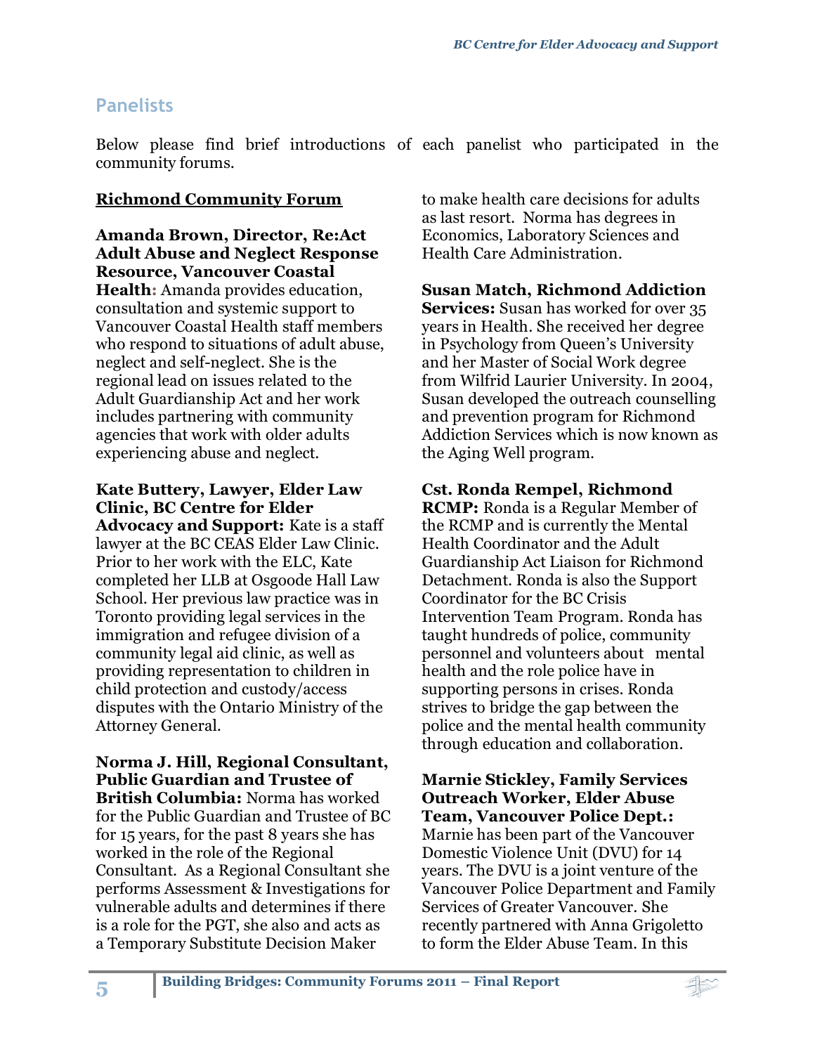## Panelists

Below please find brief introductions of each panelist who participated in the community forums.

### Richmond Community Forum

**Amanda Brown, Director, Re:Act Adult Abuse and Neglect Response Resource, Vancouver Coastal Health:** Amanda provides education, consultation and systemic support to Vancouver Coastal Health staff members who respond to situations of adult abuse, neglect and self-neglect. She is the regional lead on issues related to the Adult Guardianship Act and her work includes partnering with community agencies that work with older adults experiencing abuse and neglect.

**Kate Buttery, Lawyer, Elder Law Clinic, BC Centre for Elder Advocacy and Support:** Kate is a staff lawyer at the BC CEAS Elder Law Clinic. Prior to her work with the ELC, Kate completed her LLB at Osgoode Hall Law School. Her previous law practice was in Toronto providing legal services in the immigration and refugee division of a community legal aid clinic, as well as providing representation to children in child protection and custody/access disputes with the Ontario Ministry of the Attorney General.

**Norma J. Hill, Regional Consultant, Public Guardian and Trustee of British Columbia:** Norma has worked for the Public Guardian and Trustee of BC for 15 years, for the past 8 years she has worked in the role of the Regional Consultant. As a Regional Consultant she performs Assessment & Investigations for vulnerable adults and determines if there is a role for the PGT, she also and acts as a Temporary Substitute Decision Maker to make health care decisions for adults as last resort. Norma has degrees in Economics, Laboratory Sciences and Health Care Administration.

**Susan Match, Richmond Addiction Services:** Susan has worked for over 35 years in Health. She received her degree in Psychology from Queen's University and her Master of Social Work degree from Wilfrid Laurier University. In 2004, Susan developed the outreach counselling and prevention program for Richmond Addiction Services which is now known as the Aging Well program.

**Cst. Ronda Rempel, Richmond RCMP:** Ronda is a Regular Member of the RCMP and is currently the Mental Health Coordinator and the Adult Guardianship Act Liaison for Richmond Detachment. Ronda is also the Support Coordinator for the BC Crisis Intervention Team Program. Ronda has taught hundreds of police, community personnel and volunteers about mental health and the role police have in supporting persons in crises. Ronda strives to bridge the gap between the police and the mental health community through education and collaboration.

**Marnie Stickley, Family Services Outreach Worker, Elder Abuse Team, Vancouver Police Dept.:** Marnie has been part of the Vancouver Domestic Violence Unit (DVU) for 14 years. The DVU is a joint venture of the Vancouver Police Department and Family Services of Greater Vancouver. She recently partnered with Anna Grigoletto to form the Elder Abuse Team. In this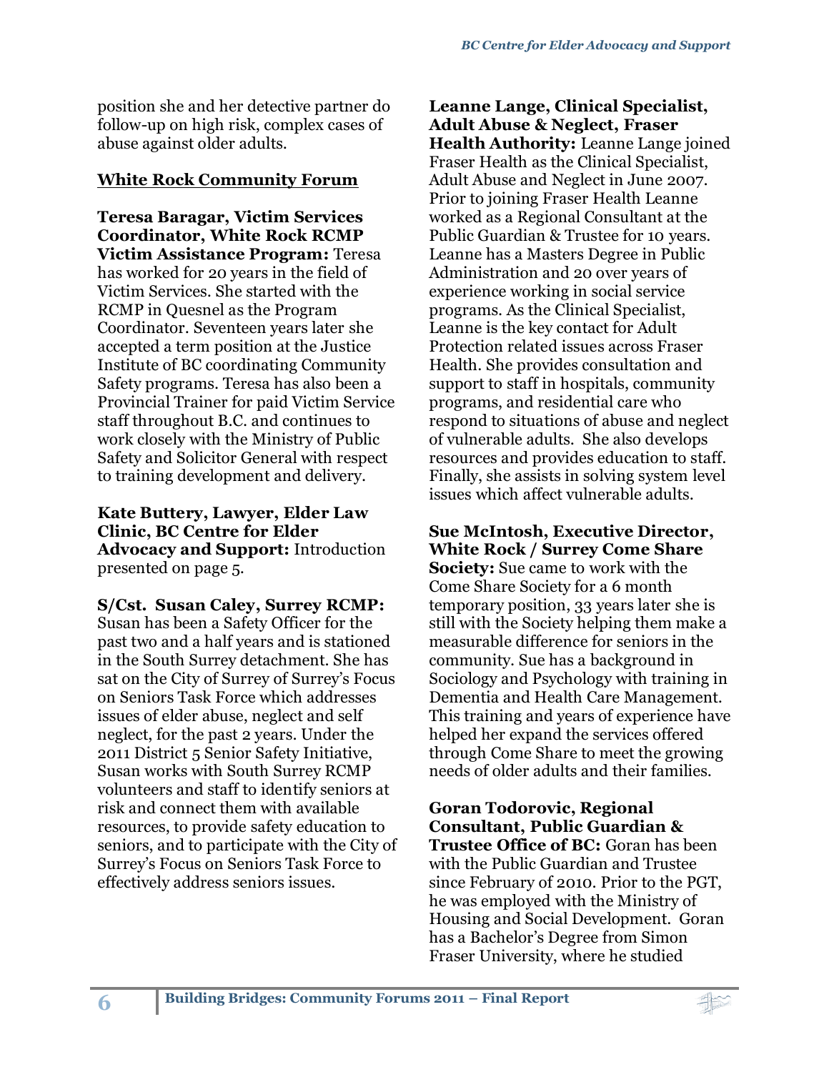position she and her detective partner do follow-up on high risk, complex cases of abuse against older adults.

## White Rock Community Forum

**Teresa Baragar, Victim Services Coordinator, White Rock RCMP Victim Assistance Program:** Teresa has worked for 20 years in the field of Victim Services. She started with the RCMP in Quesnel as the Program Coordinator. Seventeen years later she accepted a term position at the Justice Institute of BC coordinating Community Safety programs. Teresa has also been a Provincial Trainer for paid Victim Service staff throughout B.C. and continues to work closely with the Ministry of Public Safety and Solicitor General with respect to training development and delivery.

**Kate Buttery, Lawyer, Elder Law Clinic, BC Centre for Elder Advocacy and Support:** Introduction presented on page 5.

**S/Cst. Susan Caley, Surrey RCMP:** Susan has been a Safety Officer for the past two and a half years and is stationed in the South Surrey detachment. She has sat on the City of Surrey of Surrey's Focus on Seniors Task Force which addresses issues of elder abuse, neglect and self neglect, for the past 2 years. Under the 2011 District 5 Senior Safety Initiative, Susan works with South Surrey RCMP volunteers and staff to identify seniors at risk and connect them with available resources, to provide safety education to seniors, and to participate with the City of Surrey's Focus on Seniors Task Force to effectively address seniors issues.

**Leanne Lange, Clinical Specialist, Adult Abuse & Neglect, Fraser Health Authority:** Leanne Lange joined Fraser Health as the Clinical Specialist, Adult Abuse and Neglect in June 2007. Prior to joining Fraser Health Leanne worked as a Regional Consultant at the Public Guardian & Trustee for 10 years. Leanne has a Masters Degree in Public Administration and 20 over years of experience working in social service programs. As the Clinical Specialist, Leanne is the key contact for Adult Protection related issues across Fraser Health. She provides consultation and support to staff in hospitals, community programs, and residential care who respond to situations of abuse and neglect of vulnerable adults. She also develops resources and provides education to staff. Finally, she assists in solving system level issues which affect vulnerable adults.

**Sue McIntosh, Executive Director, White Rock / Surrey Come Share Society:** Sue came to work with the Come Share Society for a 6 month temporary position, 33 years later she is still with the Society helping them make a measurable difference for seniors in the community. Sue has a background in Sociology and Psychology with training in Dementia and Health Care Management. This training and years of experience have helped her expand the services offered through Come Share to meet the growing needs of older adults and their families.

**Goran Todorovic, Regional Consultant, Public Guardian & Trustee Office of BC:** Goran has been with the Public Guardian and Trustee since February of 2010. Prior to the PGT, he was employed with the Ministry of Housing and Social Development. Goran has a Bachelor's Degree from Simon Fraser University, where he studied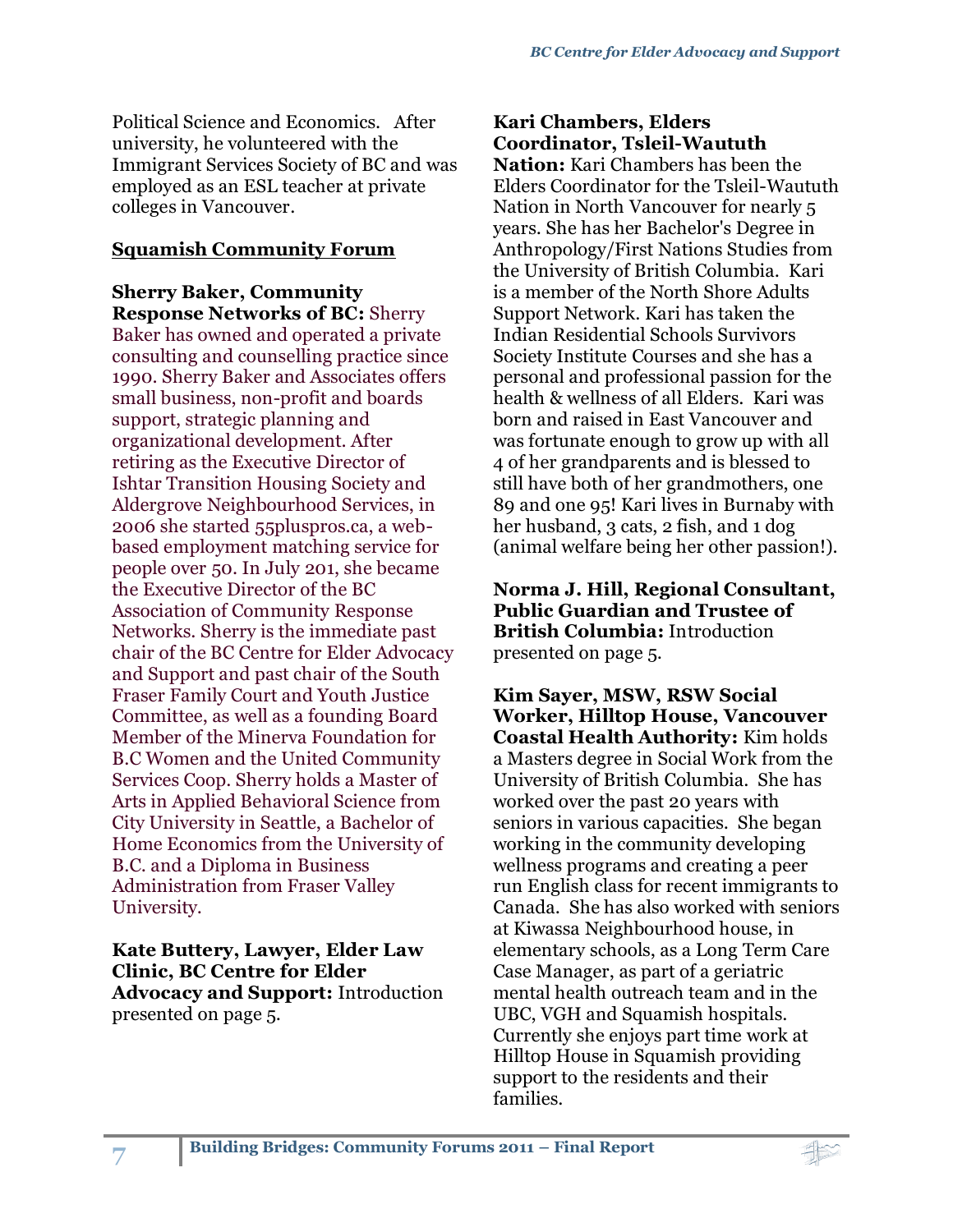Political Science and Economics. After university, he volunteered with the Immigrant Services Society of BC and was employed as an ESL teacher at private colleges in Vancouver.

## Squamish Community Forum

**Sherry Baker, Community Response Networks of BC:** Sherry Baker has owned and operated a private consulting and counselling practice since 1990. Sherry Baker and Associates offers small business, non-profit and boards support, strategic planning and organizational development. After retiring as the Executive Director of Ishtar Transition Housing Society and Aldergrove Neighbourhood Services, in 2006 she started 55pluspros.ca, a web-based employment matching service for people over 50. In July 201, she became the Executive Director of the BC Association of Community Response Networks. Sherry is the immediate past chair of the BC Centre for Elder Advocacy and Support and past chair of the South Fraser Family Court and Youth Justice Committee, as well as a founding Board Member of the Minerva Foundation for B.C Women and the United Community Services Coop. Sherry holds a Master of Arts in Applied Behavioral Science from City University in Seattle, a Bachelor of Home Economics from the University of B.C. and a Diploma in Business Administration from Fraser Valley University.

**Kate Buttery, Lawyer, Elder Law Clinic, BC Centre for Elder Advocacy and Support:** Introduction presented on page 5.

**Kari Chambers, Elders Coordinator, Tsleil-Waututh Nation:** Kari Chambers has been the Elders Coordinator for the Tsleil-Waututh Nation in North Vancouver for nearly 5 years. She has her Bachelor's Degree in Anthropology/First Nations Studies from the University of British Columbia. Kari is a member of the North Shore Adults Support Network. Kari has taken the Indian Residential Schools Survivors Society Institute Courses and she has a personal and professional passion for the health & wellness of all Elders. Kari was born and raised in East Vancouver and was fortunate enough to grow up with all 4 of her grandparents and is blessed to still have both of her grandmothers, one 89 and one 95! Kari lives in Burnaby with her husband, 3 cats, 2 fish, and 1 dog (animal welfare being her other passion!).

**Norma J. Hill, Regional Consultant, Public Guardian and Trustee of British Columbia:** Introduction presented on page 5.

**Kim Sayer, MSW, RSW Social Worker, Hilltop House, Vancouver Coastal Health Authority:** Kim holds a Masters degree in Social Work from the University of British Columbia. She has worked over the past 20 years with seniors in various capacities. She began working in the community developing wellness programs and creating a peer run English class for recent immigrants to Canada. She has also worked with seniors at Kiwassa Neighbourhood house, in elementary schools, as a Long Term Care Case Manager, as part of a geriatric mental health outreach team and in the UBC, VGH and Squamish hospitals. Currently she enjoys part time work at Hilltop House in Squamish providing support to the residents and their families.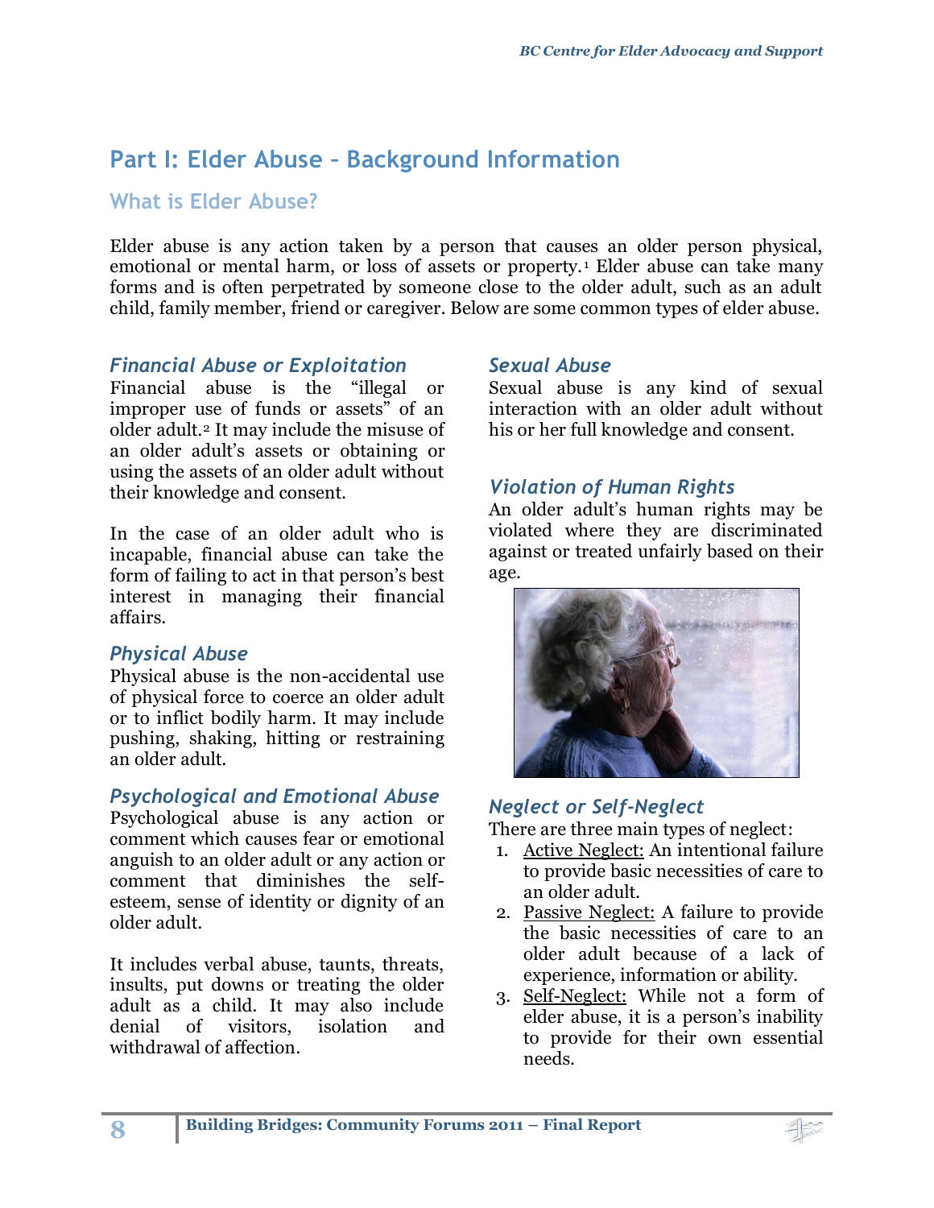# Part I: Elder Abuse – Background Information

## What is Elder Abuse?

Elder abuse is any action taken by a person that causes an older person physical, emotional or mental harm, or loss of assets or property.[1] Elder abuse can take many forms and is often perpetrated by someone close to the older adult, such as an adult child, family member, friend or caregiver. Below are some common types of elder abuse.

### *Financial Abuse or Exploitation*

Financial abuse is the "illegal or improper use of funds or assets" of an older adult.[2] It may include the misuse of an older adult's assets or obtaining or using the assets of an older adult without their knowledge and consent.

In the case of an older adult who is incapable, financial abuse can take the form of failing to act in that person's best interest in managing their financial affairs.

### *Physical Abuse*

Physical abuse is the non-accidental use of physical force to coerce an older adult or to inflict bodily harm. It may include pushing, shaking, hitting or restraining an older adult.

### *Psychological and Emotional Abuse*

Psychological abuse is any action or comment which causes fear or emotional anguish to an older adult or any action or comment that diminishes the self-esteem, sense of identity or dignity of an older adult.

It includes verbal abuse, taunts, threats, insults, put downs or treating the older adult as a child. It may also include denial of visitors, isolation and withdrawal of affection.

### *Sexual Abuse*

Sexual abuse is any kind of sexual interaction with an older adult without his or her full knowledge and consent.

### *Violation of Human Rights*

An older adult's human rights may be violated where they are discriminated against or treated unfairly based on their age.

### *Neglect or Self-Neglect*

There are three main types of neglect:

1. Active Neglect: An intentional failure to provide basic necessities of care to an older adult.
2. Passive Neglect: A failure to provide the basic necessities of care to an older adult because of a lack of experience, information or ability.
3. Self-Neglect: While not a form of elder abuse, it is a person's inability to provide for their own essential needs.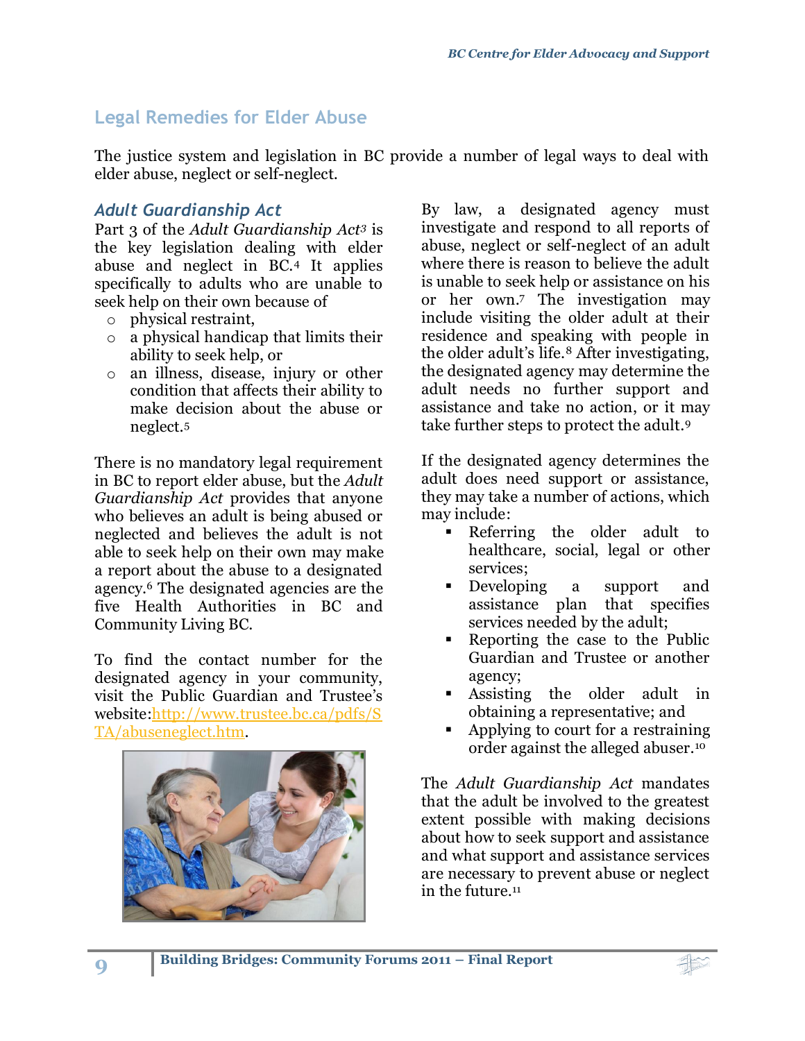## Legal Remedies for Elder Abuse

The justice system and legislation in BC provide a number of legal ways to deal with elder abuse, neglect or self-neglect.

### *Adult Guardianship Act*

Part 3 of the *Adult Guardianship Act*[3] is the key legislation dealing with elder abuse and neglect in BC.[4] It applies specifically to adults who are unable to seek help on their own because of

- physical restraint,
- a physical handicap that limits their ability to seek help, or
- an illness, disease, injury or other condition that affects their ability to make decision about the abuse or neglect.[5]

There is no mandatory legal requirement in BC to report elder abuse, but the *Adult Guardianship Act* provides that anyone who believes an adult is being abused or neglected and believes the adult is not able to seek help on their own may make a report about the abuse to a designated agency.[6] The designated agencies are the five Health Authorities in BC and Community Living BC.

To find the contact number for the designated agency in your community, visit the Public Guardian and Trustee's website:http://www.trustee.bc.ca/pdfs/STA/abuseneglect.htm.

By law, a designated agency must investigate and respond to all reports of abuse, neglect or self-neglect of an adult where there is reason to believe the adult is unable to seek help or assistance on his or her own.[7] The investigation may include visiting the older adult at their residence and speaking with people in the older adult's life.[8] After investigating, the designated agency may determine the adult needs no further support and assistance and take no action, or it may take further steps to protect the adult.[9]

If the designated agency determines the adult does need support or assistance, they may take a number of actions, which may include:

- Referring the older adult to healthcare, social, legal or other services;
- Developing a support and assistance plan that specifies services needed by the adult;
- Reporting the case to the Public Guardian and Trustee or another agency;
- Assisting the older adult in obtaining a representative; and
- Applying to court for a restraining order against the alleged abuser.[10]

The *Adult Guardianship Act* mandates that the adult be involved to the greatest extent possible with making decisions about how to seek support and assistance and what support and assistance services are necessary to prevent abuse or neglect in the future.[11]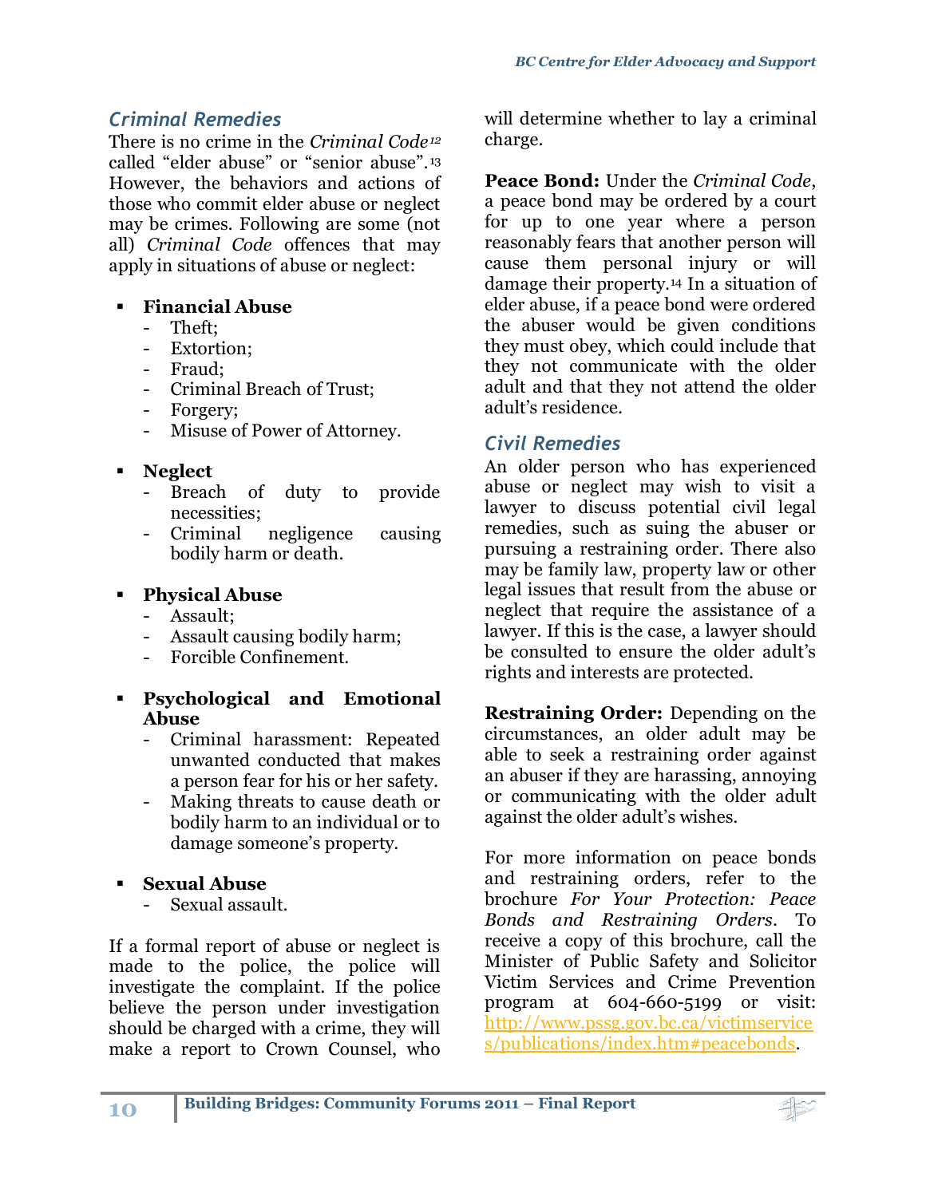## *Criminal Remedies*

There is no crime in the *Criminal Code*[12] called "elder abuse" or "senior abuse".[13] However, the behaviors and actions of those who commit elder abuse or neglect may be crimes. Following are some (not all) *Criminal Code* offences that may apply in situations of abuse or neglect:

- **Financial Abuse**
  - Theft;
  - Extortion;
  - Fraud;
  - Criminal Breach of Trust;
  - Forgery;
  - Misuse of Power of Attorney.

- **Neglect**
  - Breach of duty to provide necessities;
  - Criminal negligence causing bodily harm or death.

- **Physical Abuse**
  - Assault;
  - Assault causing bodily harm;
  - Forcible Confinement.

- **Psychological and Emotional Abuse**
  - Criminal harassment: Repeated unwanted conducted that makes a person fear for his or her safety.
  - Making threats to cause death or bodily harm to an individual or to damage someone's property.

- **Sexual Abuse**
  - Sexual assault.

If a formal report of abuse or neglect is made to the police, the police will investigate the complaint. If the police believe the person under investigation should be charged with a crime, they will make a report to Crown Counsel, who will determine whether to lay a criminal charge.

**Peace Bond:** Under the *Criminal Code*, a peace bond may be ordered by a court for up to one year where a person reasonably fears that another person will cause them personal injury or will damage their property.[14] In a situation of elder abuse, if a peace bond were ordered the abuser would be given conditions they must obey, which could include that they not communicate with the older adult and that they not attend the older adult's residence.

## *Civil Remedies*

An older person who has experienced abuse or neglect may wish to visit a lawyer to discuss potential civil legal remedies, such as suing the abuser or pursuing a restraining order. There also may be family law, property law or other legal issues that result from the abuse or neglect that require the assistance of a lawyer. If this is the case, a lawyer should be consulted to ensure the older adult's rights and interests are protected.

**Restraining Order:** Depending on the circumstances, an older adult may be able to seek a restraining order against an abuser if they are harassing, annoying or communicating with the older adult against the older adult's wishes.

For more information on peace bonds and restraining orders, refer to the brochure *For Your Protection: Peace Bonds and Restraining Orders*. To receive a copy of this brochure, call the Minister of Public Safety and Solicitor Victim Services and Crime Prevention program at 604-660-5199 or visit: http://www.pssg.gov.bc.ca/victimservices/publications/index.htm#peacebonds.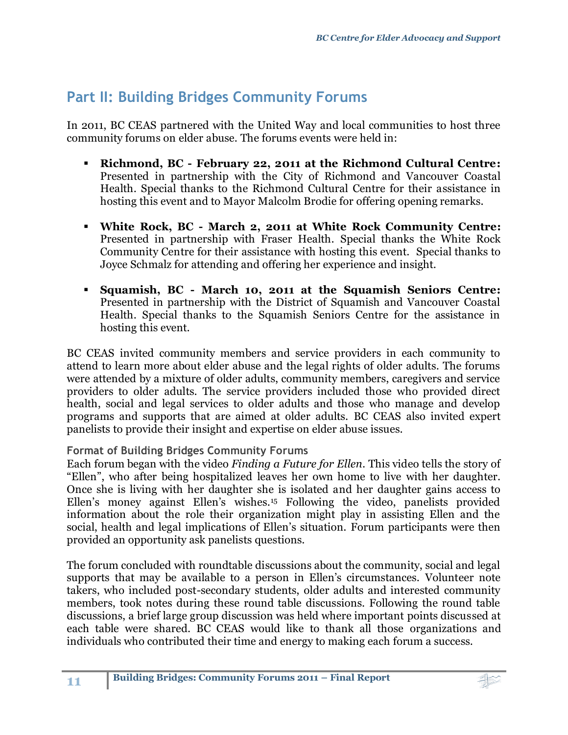## Part II: Building Bridges Community Forums

In 2011, BC CEAS partnered with the United Way and local communities to host three community forums on elder abuse. The forums events were held in:

- **Richmond, BC - February 22, 2011 at the Richmond Cultural Centre:** Presented in partnership with the City of Richmond and Vancouver Coastal Health. Special thanks to the Richmond Cultural Centre for their assistance in hosting this event and to Mayor Malcolm Brodie for offering opening remarks.

- **White Rock, BC - March 2, 2011 at White Rock Community Centre:** Presented in partnership with Fraser Health. Special thanks the White Rock Community Centre for their assistance with hosting this event. Special thanks to Joyce Schmalz for attending and offering her experience and insight.

- **Squamish, BC - March 10, 2011 at the Squamish Seniors Centre:** Presented in partnership with the District of Squamish and Vancouver Coastal Health. Special thanks to the Squamish Seniors Centre for the assistance in hosting this event.

BC CEAS invited community members and service providers in each community to attend to learn more about elder abuse and the legal rights of older adults. The forums were attended by a mixture of older adults, community members, caregivers and service providers to older adults. The service providers included those who provided direct health, social and legal services to older adults and those who manage and develop programs and supports that are aimed at older adults. BC CEAS also invited expert panelists to provide their insight and expertise on elder abuse issues.

### Format of Building Bridges Community Forums

Each forum began with the video *Finding a Future for Ellen*. This video tells the story of "Ellen", who after being hospitalized leaves her own home to live with her daughter. Once she is living with her daughter she is isolated and her daughter gains access to Ellen's money against Ellen's wishes.[15] Following the video, panelists provided information about the role their organization might play in assisting Ellen and the social, health and legal implications of Ellen's situation. Forum participants were then provided an opportunity ask panelists questions.

The forum concluded with roundtable discussions about the community, social and legal supports that may be available to a person in Ellen's circumstances. Volunteer note takers, who included post-secondary students, older adults and interested community members, took notes during these round table discussions. Following the round table discussions, a brief large group discussion was held where important points discussed at each table were shared. BC CEAS would like to thank all those organizations and individuals who contributed their time and energy to making each forum a success.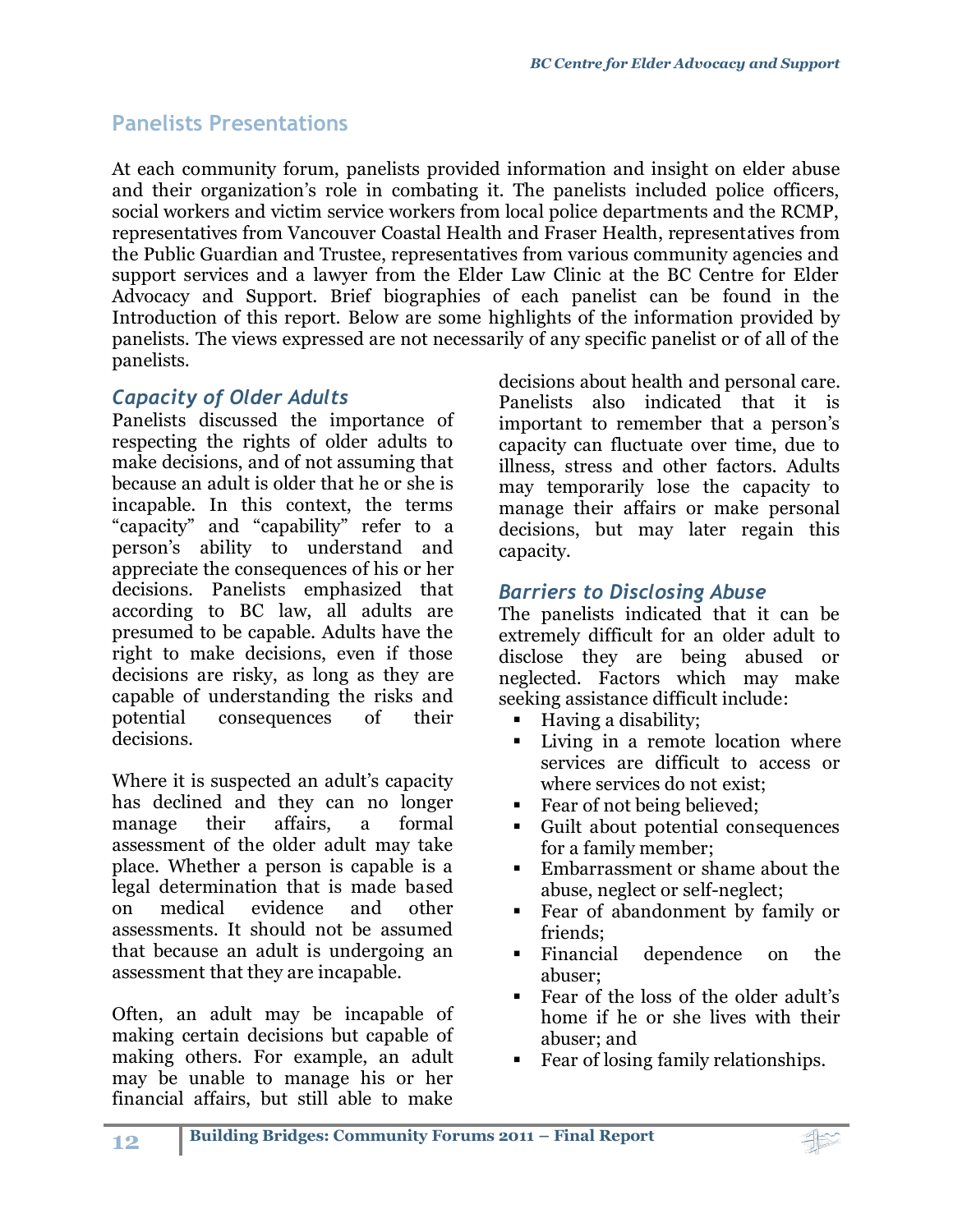## Panelists Presentations

At each community forum, panelists provided information and insight on elder abuse and their organization's role in combating it. The panelists included police officers, social workers and victim service workers from local police departments and the RCMP, representatives from Vancouver Coastal Health and Fraser Health, representatives from the Public Guardian and Trustee, representatives from various community agencies and support services and a lawyer from the Elder Law Clinic at the BC Centre for Elder Advocacy and Support. Brief biographies of each panelist can be found in the Introduction of this report. Below are some highlights of the information provided by panelists. The views expressed are not necessarily of any specific panelist or of all of the panelists.

### *Capacity of Older Adults*

Panelists discussed the importance of respecting the rights of older adults to make decisions, and of not assuming that because an adult is older that he or she is incapable. In this context, the terms "capacity" and "capability" refer to a person's ability to understand and appreciate the consequences of his or her decisions. Panelists emphasized that according to BC law, all adults are presumed to be capable. Adults have the right to make decisions, even if those decisions are risky, as long as they are capable of understanding the risks and potential consequences of their decisions.

Where it is suspected an adult's capacity has declined and they can no longer manage their affairs, a formal assessment of the older adult may take place. Whether a person is capable is a legal determination that is made based on medical evidence and other assessments. It should not be assumed that because an adult is undergoing an assessment that they are incapable.

Often, an adult may be incapable of making certain decisions but capable of making others. For example, an adult may be unable to manage his or her financial affairs, but still able to make decisions about health and personal care. Panelists also indicated that it is important to remember that a person's capacity can fluctuate over time, due to illness, stress and other factors. Adults may temporarily lose the capacity to manage their affairs or make personal decisions, but may later regain this capacity.

### *Barriers to Disclosing Abuse*

The panelists indicated that it can be extremely difficult for an older adult to disclose they are being abused or neglected. Factors which may make seeking assistance difficult include:

- Having a disability;
- Living in a remote location where services are difficult to access or where services do not exist;
- Fear of not being believed;
- Guilt about potential consequences for a family member;
- Embarrassment or shame about the abuse, neglect or self-neglect;
- Fear of abandonment by family or friends;
- Financial dependence on the abuser;
- Fear of the loss of the older adult's home if he or she lives with their abuser; and
- Fear of losing family relationships.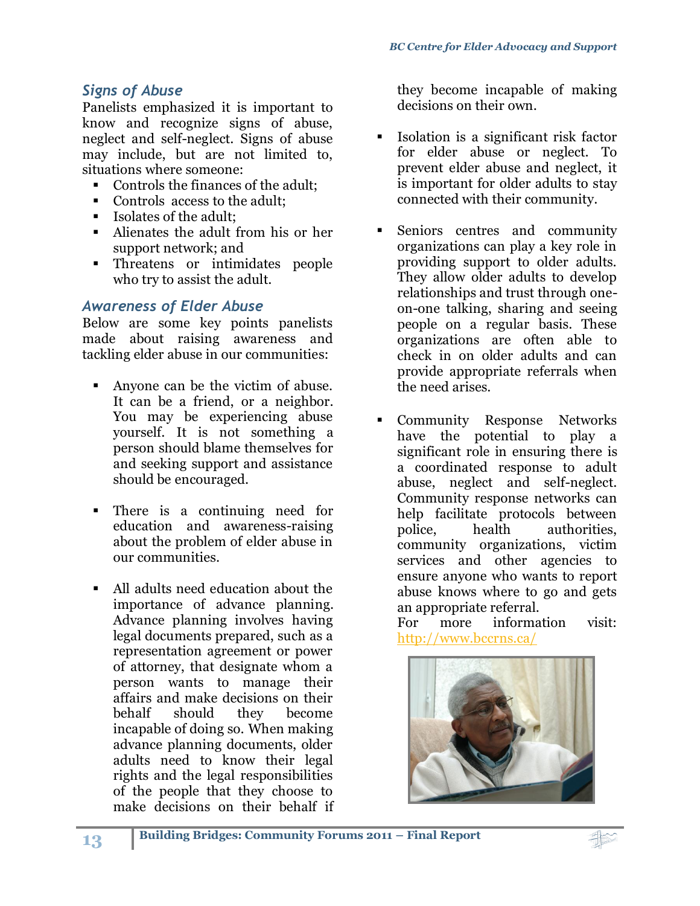### *Signs of Abuse*

Panelists emphasized it is important to know and recognize signs of abuse, neglect and self-neglect. Signs of abuse may include, but are not limited to, situations where someone:

- Controls the finances of the adult;
- Controls access to the adult;
- Isolates of the adult;
- Alienates the adult from his or her support network; and
- Threatens or intimidates people who try to assist the adult.

### *Awareness of Elder Abuse*

Below are some key points panelists made about raising awareness and tackling elder abuse in our communities:

- Anyone can be the victim of abuse. It can be a friend, or a neighbor. You may be experiencing abuse yourself. It is not something a person should blame themselves for and seeking support and assistance should be encouraged.

- There is a continuing need for education and awareness-raising about the problem of elder abuse in our communities.

- All adults need education about the importance of advance planning. Advance planning involves having legal documents prepared, such as a representation agreement or power of attorney, that designate whom a person wants to manage their affairs and make decisions on their behalf should they become incapable of doing so. When making advance planning documents, older adults need to know their legal rights and the legal responsibilities of the people that they choose to make decisions on their behalf if they become incapable of making decisions on their own.

- Isolation is a significant risk factor for elder abuse or neglect. To prevent elder abuse and neglect, it is important for older adults to stay connected with their community.

- Seniors centres and community organizations can play a key role in providing support to older adults. They allow older adults to develop relationships and trust through one-on-one talking, sharing and seeing people on a regular basis. These organizations are often able to check in on older adults and can provide appropriate referrals when the need arises.

- Community Response Networks have the potential to play a significant role in ensuring there is a coordinated response to adult abuse, neglect and self-neglect. Community response networks can help facilitate protocols between police, health authorities, community organizations, victim services and other agencies to ensure anyone who wants to report abuse knows where to go and gets an appropriate referral.
  For more information visit: http://www.bccrns.ca/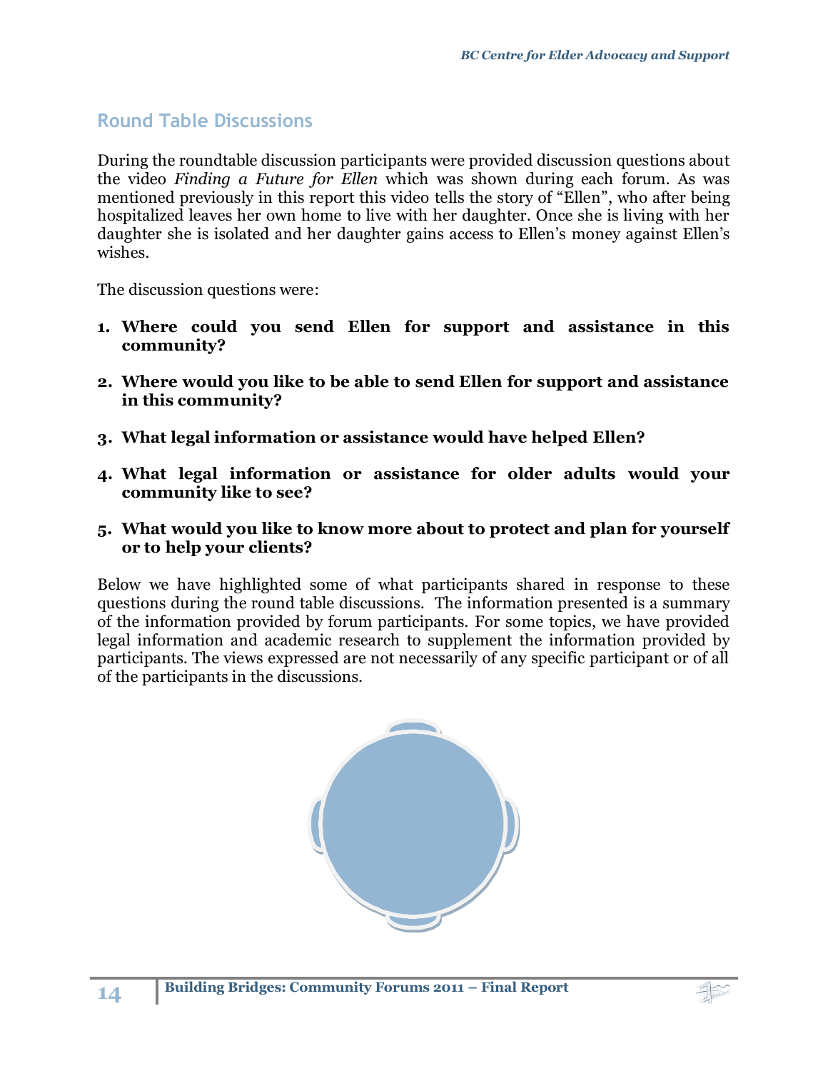## Round Table Discussions

During the roundtable discussion participants were provided discussion questions about the video *Finding a Future for Ellen* which was shown during each forum. As was mentioned previously in this report this video tells the story of "Ellen", who after being hospitalized leaves her own home to live with her daughter. Once she is living with her daughter she is isolated and her daughter gains access to Ellen's money against Ellen's wishes.

The discussion questions were:

1. **Where could you send Ellen for support and assistance in this community?**
2. **Where would you like to be able to send Ellen for support and assistance in this community?**
3. **What legal information or assistance would have helped Ellen?**
4. **What legal information or assistance for older adults would your community like to see?**
5. **What would you like to know more about to protect and plan for yourself or to help your clients?**

Below we have highlighted some of what participants shared in response to these questions during the round table discussions. The information presented is a summary of the information provided by forum participants. For some topics, we have provided legal information and academic research to supplement the information provided by participants. The views expressed are not necessarily of any specific participant or of all of the participants in the discussions.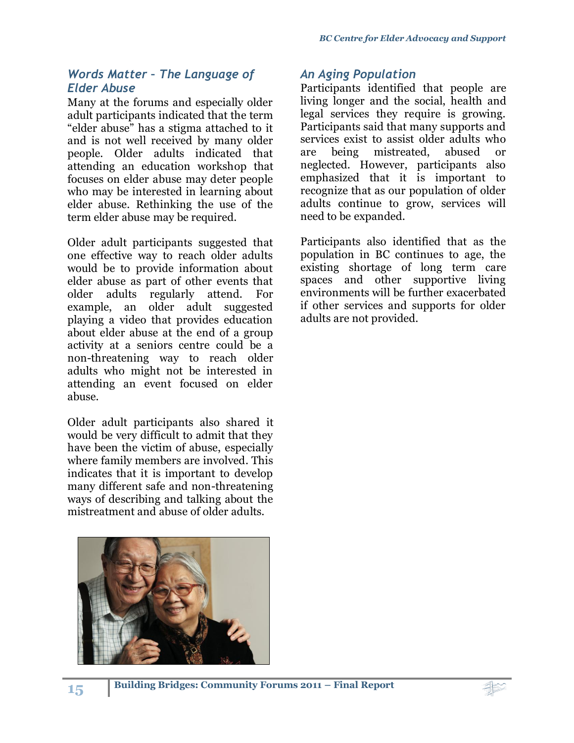## *Words Matter – The Language of Elder Abuse*

Many at the forums and especially older adult participants indicated that the term "elder abuse" has a stigma attached to it and is not well received by many older people. Older adults indicated that attending an education workshop that focuses on elder abuse may deter people who may be interested in learning about elder abuse. Rethinking the use of the term elder abuse may be required.

Older adult participants suggested that one effective way to reach older adults would be to provide information about elder abuse as part of other events that older adults regularly attend. For example, an older adult suggested playing a video that provides education about elder abuse at the end of a group activity at a seniors centre could be a non-threatening way to reach older adults who might not be interested in attending an event focused on elder abuse.

Older adult participants also shared it would be very difficult to admit that they have been the victim of abuse, especially where family members are involved. This indicates that it is important to develop many different safe and non-threatening ways of describing and talking about the mistreatment and abuse of older adults.

## *An Aging Population*

Participants identified that people are living longer and the social, health and legal services they require is growing. Participants said that many supports and services exist to assist older adults who are being mistreated, abused or neglected. However, participants also emphasized that it is important to recognize that as our population of older adults continue to grow, services will need to be expanded.

Participants also identified that as the population in BC continues to age, the existing shortage of long term care spaces and other supportive living environments will be further exacerbated if other services and supports for older adults are not provided.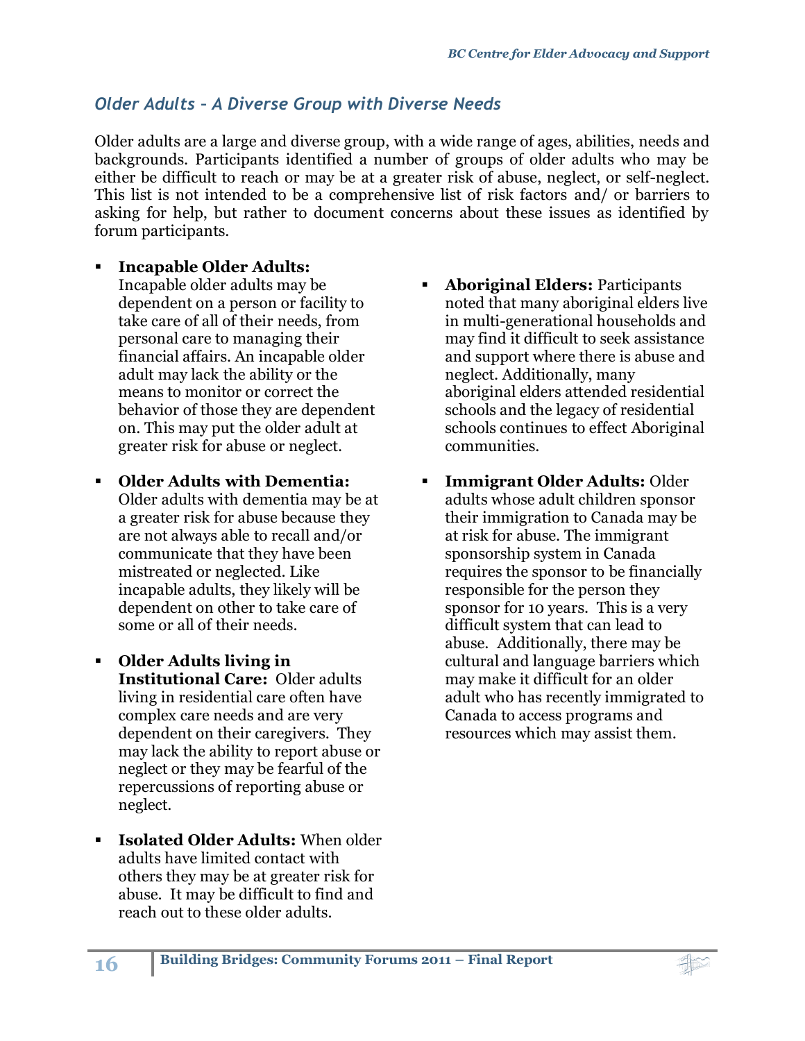## *Older Adults – A Diverse Group with Diverse Needs*

Older adults are a large and diverse group, with a wide range of ages, abilities, needs and backgrounds. Participants identified a number of groups of older adults who may be either be difficult to reach or may be at a greater risk of abuse, neglect, or self-neglect. This list is not intended to be a comprehensive list of risk factors and/ or barriers to asking for help, but rather to document concerns about these issues as identified by forum participants.

- **Incapable Older Adults:** Incapable older adults may be dependent on a person or facility to take care of all of their needs, from personal care to managing their financial affairs. An incapable older adult may lack the ability or the means to monitor or correct the behavior of those they are dependent on. This may put the older adult at greater risk for abuse or neglect.

- **Older Adults with Dementia:** Older adults with dementia may be at a greater risk for abuse because they are not always able to recall and/or communicate that they have been mistreated or neglected. Like incapable adults, they likely will be dependent on other to take care of some or all of their needs.

- **Older Adults living in Institutional Care:** Older adults living in residential care often have complex care needs and are very dependent on their caregivers. They may lack the ability to report abuse or neglect or they may be fearful of the repercussions of reporting abuse or neglect.

- **Isolated Older Adults:** When older adults have limited contact with others they may be at greater risk for abuse. It may be difficult to find and reach out to these older adults.

- **Aboriginal Elders:** Participants noted that many aboriginal elders live in multi-generational households and may find it difficult to seek assistance and support where there is abuse and neglect. Additionally, many aboriginal elders attended residential schools and the legacy of residential schools continues to effect Aboriginal communities.

- **Immigrant Older Adults:** Older adults whose adult children sponsor their immigration to Canada may be at risk for abuse. The immigrant sponsorship system in Canada requires the sponsor to be financially responsible for the person they sponsor for 10 years. This is a very difficult system that can lead to abuse. Additionally, there may be cultural and language barriers which may make it difficult for an older adult who has recently immigrated to Canada to access programs and resources which may assist them.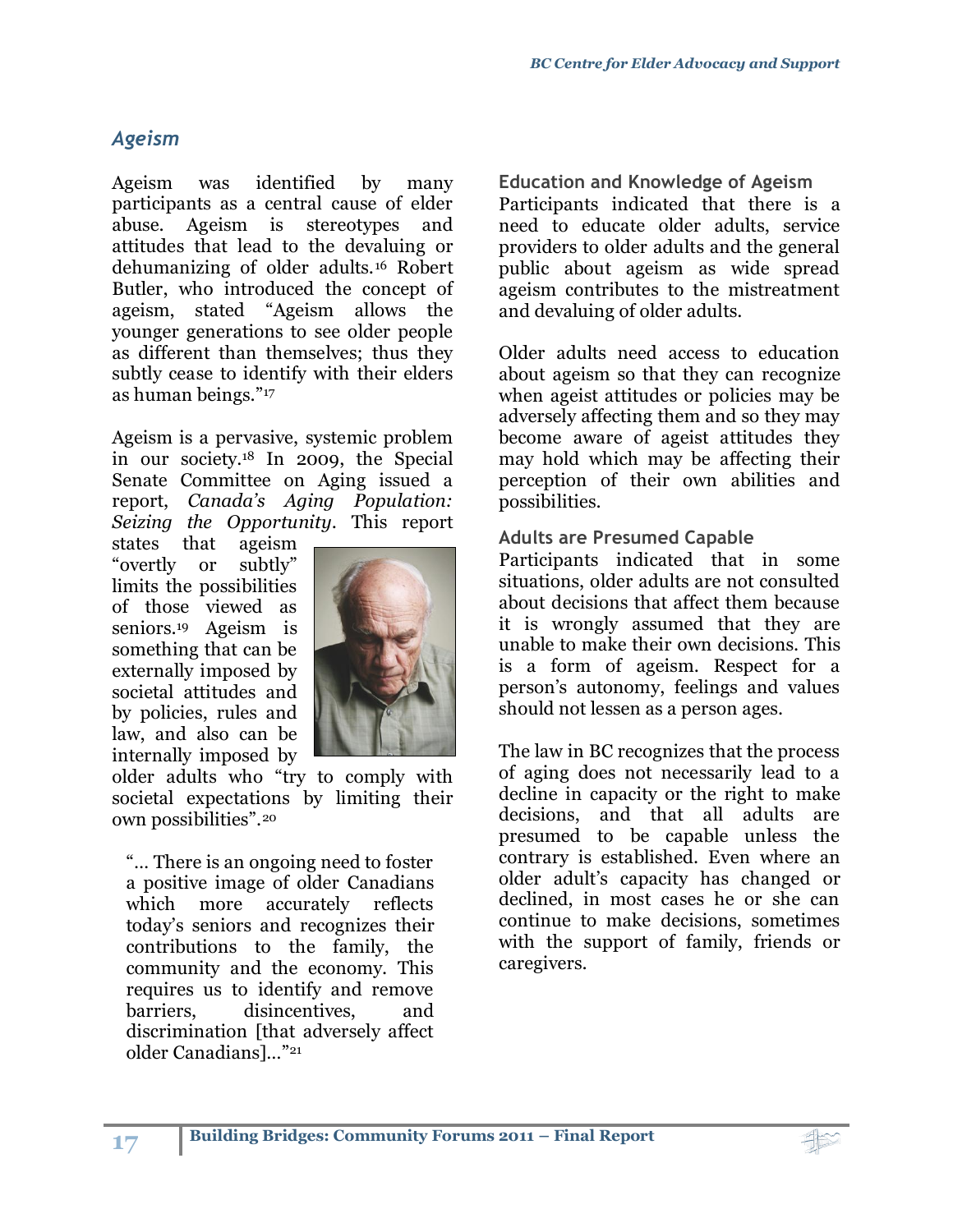## *Ageism*

Ageism was identified by many participants as a central cause of elder abuse. Ageism is stereotypes and attitudes that lead to the devaluing or dehumanizing of older adults.[16] Robert Butler, who introduced the concept of ageism, stated "Ageism allows the younger generations to see older people as different than themselves; thus they subtly cease to identify with their elders as human beings."[17]

Ageism is a pervasive, systemic problem in our society.[18] In 2009, the Special Senate Committee on Aging issued a report, *Canada's Aging Population: Seizing the Opportunity*. This report states that ageism "overtly or subtly" limits the possibilities of those viewed as seniors.[19] Ageism is something that can be externally imposed by societal attitudes and by policies, rules and law, and also can be internally imposed by older adults who "try to comply with societal expectations by limiting their own possibilities".[20]

> "... There is an ongoing need to foster a positive image of older Canadians which more accurately reflects today's seniors and recognizes their contributions to the family, the community and the economy. This requires us to identify and remove barriers, disincentives, and discrimination [that adversely affect older Canadians]..."[21]

### Education and Knowledge of Ageism

Participants indicated that there is a need to educate older adults, service providers to older adults and the general public about ageism as wide spread ageism contributes to the mistreatment and devaluing of older adults.

Older adults need access to education about ageism so that they can recognize when ageist attitudes or policies may be adversely affecting them and so they may become aware of ageist attitudes they may hold which may be affecting their perception of their own abilities and possibilities.

### Adults are Presumed Capable

Participants indicated that in some situations, older adults are not consulted about decisions that affect them because it is wrongly assumed that they are unable to make their own decisions. This is a form of ageism. Respect for a person's autonomy, feelings and values should not lessen as a person ages.

The law in BC recognizes that the process of aging does not necessarily lead to a decline in capacity or the right to make decisions, and that all adults are presumed to be capable unless the contrary is established. Even where an older adult's capacity has changed or declined, in most cases he or she can continue to make decisions, sometimes with the support of family, friends or caregivers.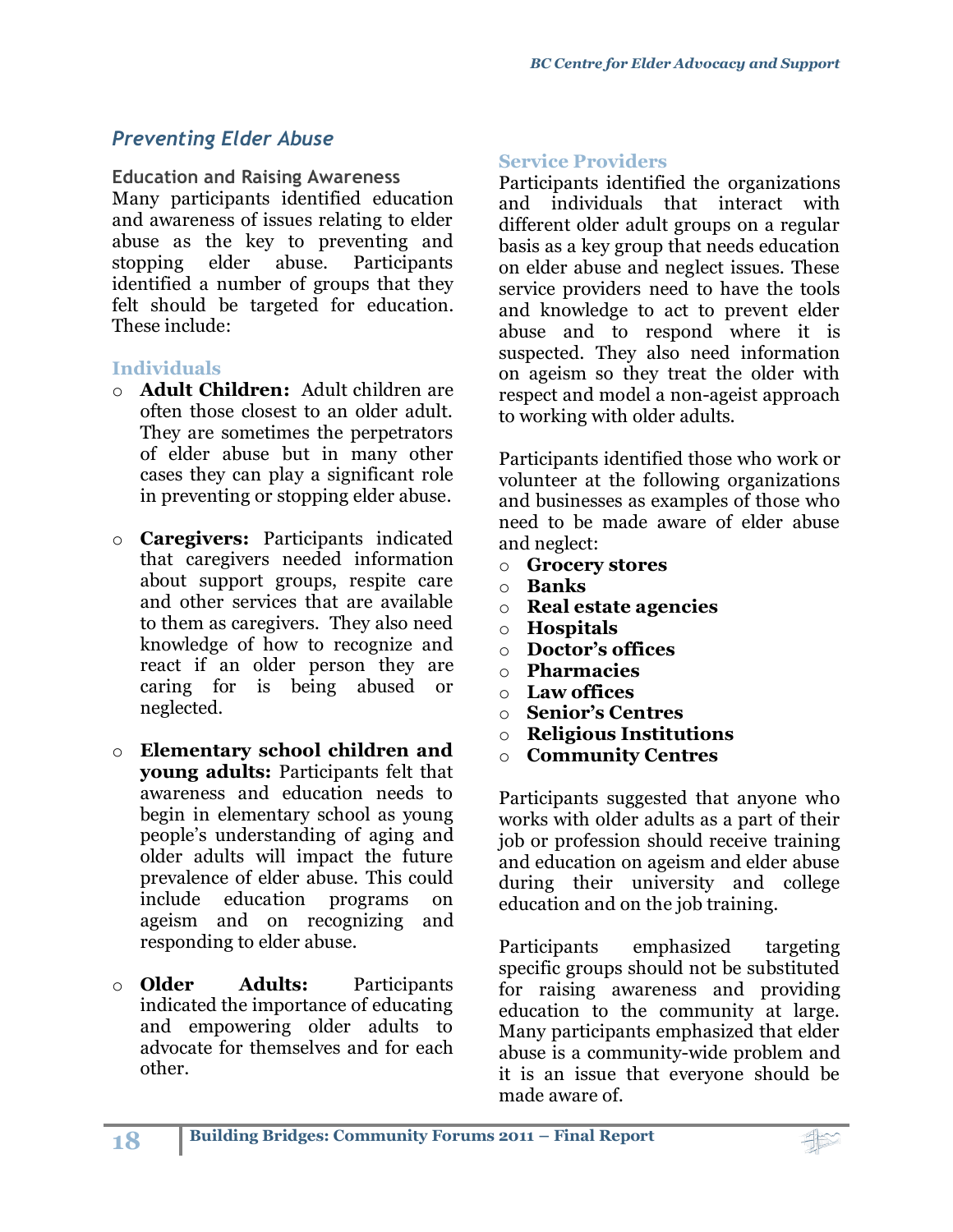## *Preventing Elder Abuse*

### Education and Raising Awareness

Many participants identified education and awareness of issues relating to elder abuse as the key to preventing and stopping elder abuse. Participants identified a number of groups that they felt should be targeted for education. These include:

#### Individuals

- **Adult Children:** Adult children are often those closest to an older adult. They are sometimes the perpetrators of elder abuse but in many other cases they can play a significant role in preventing or stopping elder abuse.
- **Caregivers:** Participants indicated that caregivers needed information about support groups, respite care and other services that are available to them as caregivers. They also need knowledge of how to recognize and react if an older person they are caring for is being abused or neglected.
- **Elementary school children and young adults:** Participants felt that awareness and education needs to begin in elementary school as young people's understanding of aging and older adults will impact the future prevalence of elder abuse. This could include education programs on ageism and on recognizing and responding to elder abuse.
- **Older Adults:** Participants indicated the importance of educating and empowering older adults to advocate for themselves and for each other.

#### Service Providers

Participants identified the organizations and individuals that interact with different older adult groups on a regular basis as a key group that needs education on elder abuse and neglect issues. These service providers need to have the tools and knowledge to act to prevent elder abuse and to respond where it is suspected. They also need information on ageism so they treat the older with respect and model a non-ageist approach to working with older adults.

Participants identified those who work or volunteer at the following organizations and businesses as examples of those who need to be made aware of elder abuse and neglect:

- **Grocery stores**
- **Banks**
- **Real estate agencies**
- **Hospitals**
- **Doctor's offices**
- **Pharmacies**
- **Law offices**
- **Senior's Centres**
- **Religious Institutions**
- **Community Centres**

Participants suggested that anyone who works with older adults as a part of their job or profession should receive training and education on ageism and elder abuse during their university and college education and on the job training.

Participants emphasized targeting specific groups should not be substituted for raising awareness and providing education to the community at large. Many participants emphasized that elder abuse is a community-wide problem and it is an issue that everyone should be made aware of.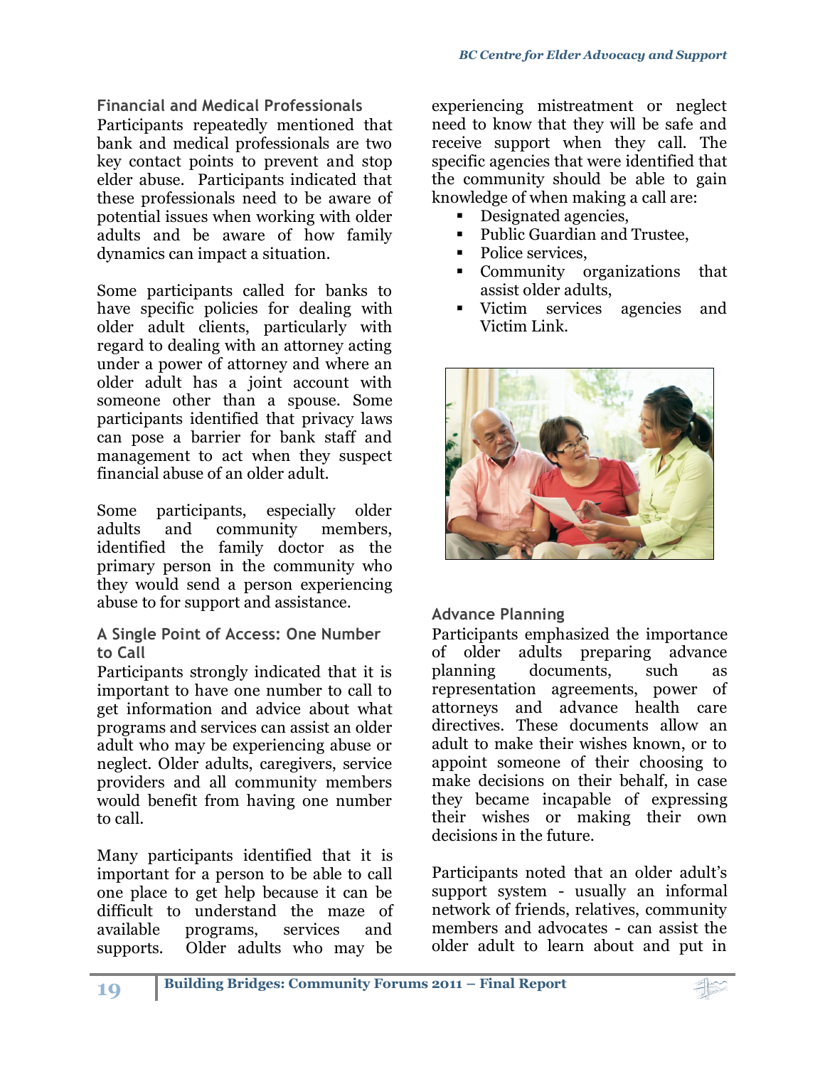### Financial and Medical Professionals

Participants repeatedly mentioned that bank and medical professionals are two key contact points to prevent and stop elder abuse. Participants indicated that these professionals need to be aware of potential issues when working with older adults and be aware of how family dynamics can impact a situation.

Some participants called for banks to have specific policies for dealing with older adult clients, particularly with regard to dealing with an attorney acting under a power of attorney and where an older adult has a joint account with someone other than a spouse. Some participants identified that privacy laws can pose a barrier for bank staff and management to act when they suspect financial abuse of an older adult.

Some participants, especially older adults and community members, identified the family doctor as the primary person in the community who they would send a person experiencing abuse to for support and assistance.

### A Single Point of Access: One Number to Call

Participants strongly indicated that it is important to have one number to call to get information and advice about what programs and services can assist an older adult who may be experiencing abuse or neglect. Older adults, caregivers, service providers and all community members would benefit from having one number to call.

Many participants identified that it is important for a person to be able to call one place to get help because it can be difficult to understand the maze of available programs, services and supports. Older adults who may be experiencing mistreatment or neglect need to know that they will be safe and receive support when they call. The specific agencies that were identified that the community should be able to gain knowledge of when making a call are:

- Designated agencies,
- Public Guardian and Trustee,
- Police services,
- Community organizations that assist older adults,
- Victim services agencies and Victim Link.

### Advance Planning

Participants emphasized the importance of older adults preparing advance planning documents, such as representation agreements, power of attorneys and advance health care directives. These documents allow an adult to make their wishes known, or to appoint someone of their choosing to make decisions on their behalf, in case they became incapable of expressing their wishes or making their own decisions in the future.

Participants noted that an older adult's support system - usually an informal network of friends, relatives, community members and advocates - can assist the older adult to learn about and put in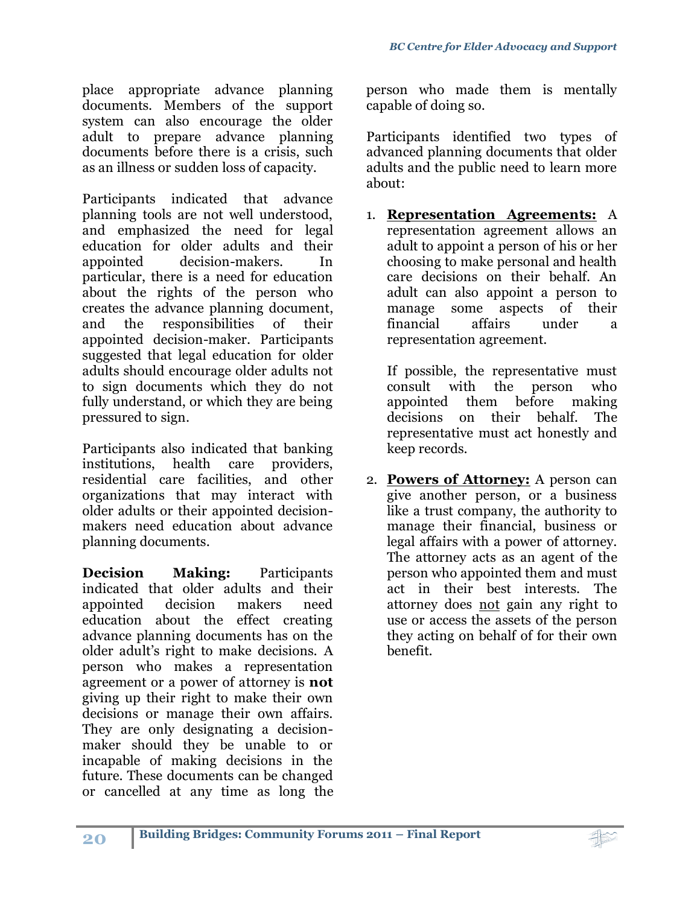place appropriate advance planning documents. Members of the support system can also encourage the older adult to prepare advance planning documents before there is a crisis, such as an illness or sudden loss of capacity.

Participants indicated that advance planning tools are not well understood, and emphasized the need for legal education for older adults and their appointed decision-makers. In particular, there is a need for education about the rights of the person who creates the advance planning document, and the responsibilities of their appointed decision-maker. Participants suggested that legal education for older adults should encourage older adults not to sign documents which they do not fully understand, or which they are being pressured to sign.

Participants also indicated that banking institutions, health care providers, residential care facilities, and other organizations that may interact with older adults or their appointed decision-makers need education about advance planning documents.

**Decision Making:** Participants indicated that older adults and their appointed decision makers need education about the effect creating advance planning documents has on the older adult's right to make decisions. A person who makes a representation agreement or a power of attorney is **not** giving up their right to make their own decisions or manage their own affairs. They are only designating a decision-maker should they be unable to or incapable of making decisions in the future. These documents can be changed or cancelled at any time as long the person who made them is mentally capable of doing so.

Participants identified two types of advanced planning documents that older adults and the public need to learn more about:

1. **Representation Agreements:** A representation agreement allows an adult to appoint a person of his or her choosing to make personal and health care decisions on their behalf. An adult can also appoint a person to manage some aspects of their financial affairs under a representation agreement.

   If possible, the representative must consult with the person who appointed them before making decisions on their behalf. The representative must act honestly and keep records.

2. **Powers of Attorney:** A person can give another person, or a business like a trust company, the authority to manage their financial, business or legal affairs with a power of attorney. The attorney acts as an agent of the person who appointed them and must act in their best interests. The attorney does not gain any right to use or access the assets of the person they acting on behalf of for their own benefit.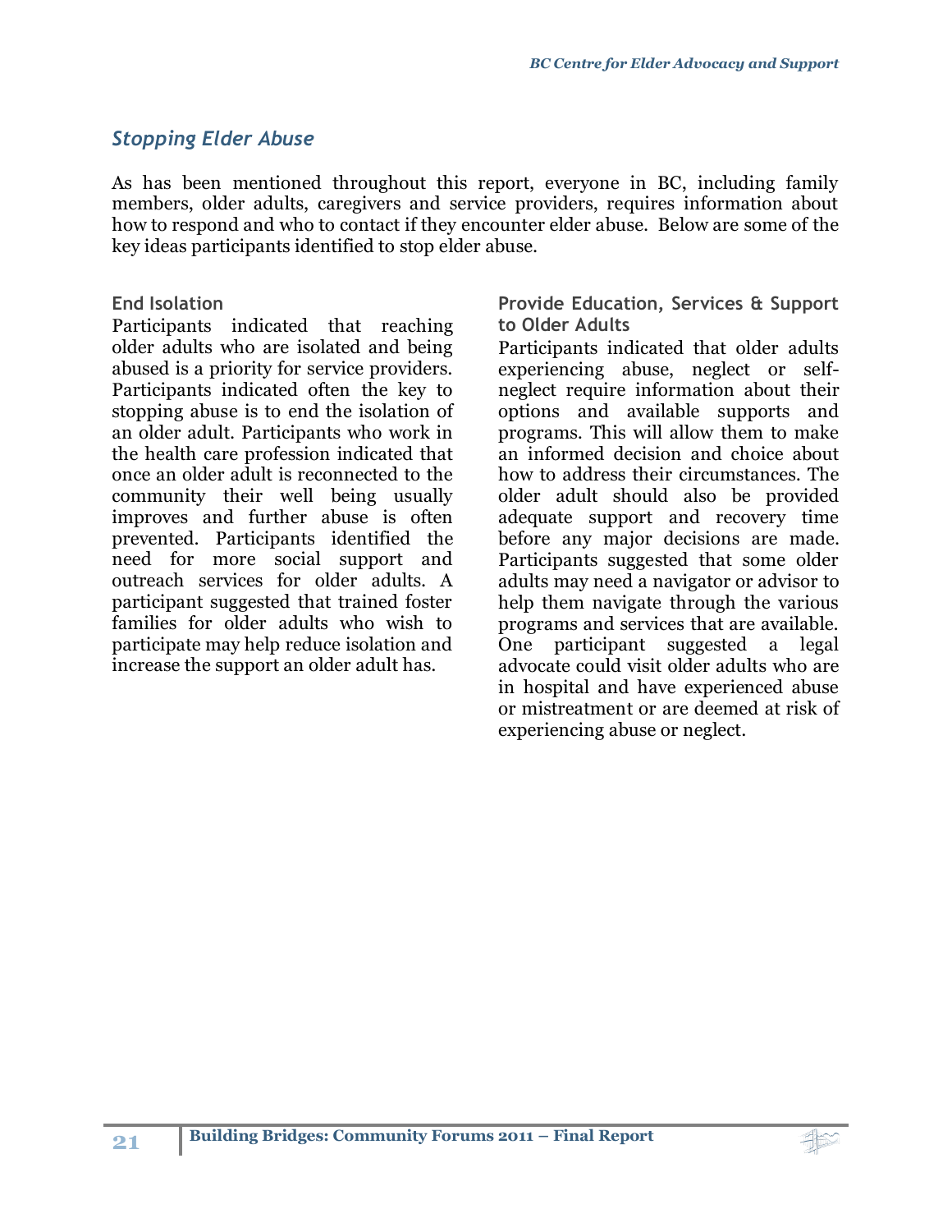## *Stopping Elder Abuse*

As has been mentioned throughout this report, everyone in BC, including family members, older adults, caregivers and service providers, requires information about how to respond and who to contact if they encounter elder abuse. Below are some of the key ideas participants identified to stop elder abuse.

### End Isolation

Participants indicated that reaching older adults who are isolated and being abused is a priority for service providers. Participants indicated often the key to stopping abuse is to end the isolation of an older adult. Participants who work in the health care profession indicated that once an older adult is reconnected to the community their well being usually improves and further abuse is often prevented. Participants identified the need for more social support and outreach services for older adults. A participant suggested that trained foster families for older adults who wish to participate may help reduce isolation and increase the support an older adult has.

### Provide Education, Services & Support to Older Adults

Participants indicated that older adults experiencing abuse, neglect or self-neglect require information about their options and available supports and programs. This will allow them to make an informed decision and choice about how to address their circumstances. The older adult should also be provided adequate support and recovery time before any major decisions are made. Participants suggested that some older adults may need a navigator or advisor to help them navigate through the various programs and services that are available. One participant suggested a legal advocate could visit older adults who are in hospital and have experienced abuse or mistreatment or are deemed at risk of experiencing abuse or neglect.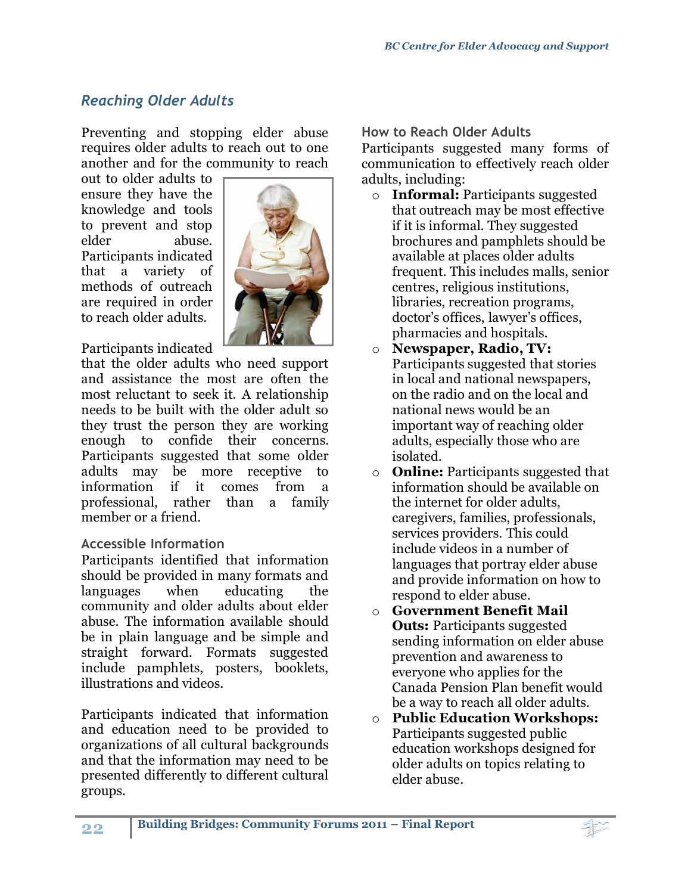## *Reaching Older Adults*

Preventing and stopping elder abuse requires older adults to reach out to one another and for the community to reach out to older adults to ensure they have the knowledge and tools to prevent and stop elder abuse. Participants indicated that a variety of methods of outreach are required in order to reach older adults.

Participants indicated that the older adults who need support and assistance the most are often the most reluctant to seek it. A relationship needs to be built with the older adult so they trust the person they are working enough to confide their concerns. Participants suggested that some older adults may be more receptive to information if it comes from a professional, rather than a family member or a friend.

### Accessible Information

Participants identified that information should be provided in many formats and languages when educating the community and older adults about elder abuse. The information available should be in plain language and be simple and straight forward. Formats suggested include pamphlets, posters, booklets, illustrations and videos.

Participants indicated that information and education need to be provided to organizations of all cultural backgrounds and that the information may need to be presented differently to different cultural groups.

### How to Reach Older Adults

Participants suggested many forms of communication to effectively reach older adults, including:

- **Informal:** Participants suggested that outreach may be most effective if it is informal. They suggested brochures and pamphlets should be available at places older adults frequent. This includes malls, senior centres, religious institutions, libraries, recreation programs, doctor's offices, lawyer's offices, pharmacies and hospitals.
- **Newspaper, Radio, TV:** Participants suggested that stories in local and national newspapers, on the radio and on the local and national news would be an important way of reaching older adults, especially those who are isolated.
- **Online:** Participants suggested that information should be available on the internet for older adults, caregivers, families, professionals, services providers. This could include videos in a number of languages that portray elder abuse and provide information on how to respond to elder abuse.
- **Government Benefit Mail Outs:** Participants suggested sending information on elder abuse prevention and awareness to everyone who applies for the Canada Pension Plan benefit would be a way to reach all older adults.
- **Public Education Workshops:** Participants suggested public education workshops designed for older adults on topics relating to elder abuse.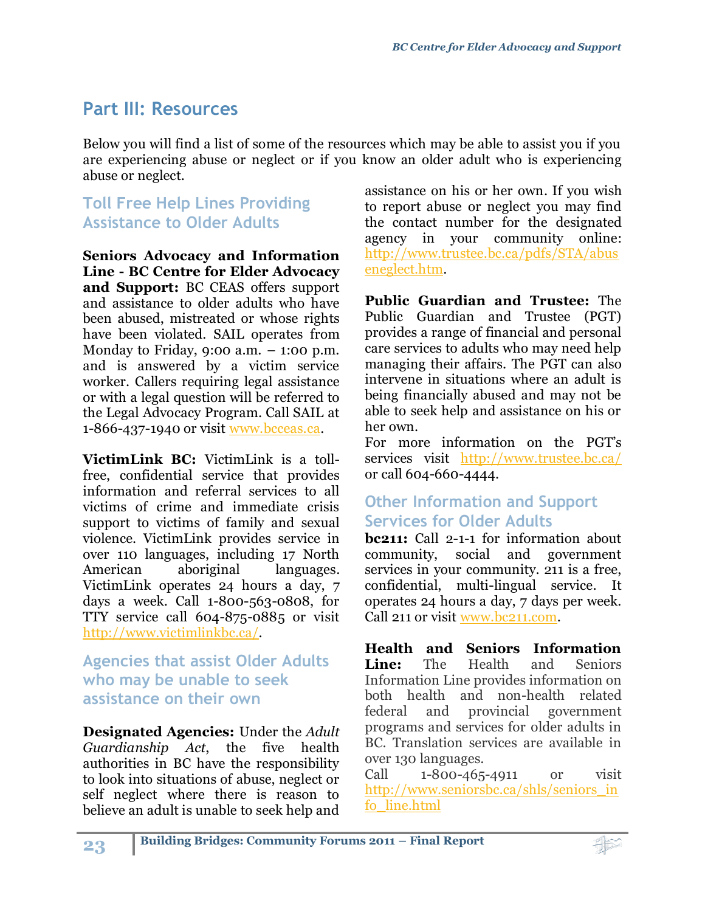# Part III: Resources

Below you will find a list of some of the resources which may be able to assist you if you are experiencing abuse or neglect or if you know an older adult who is experiencing abuse or neglect.

## Toll Free Help Lines Providing Assistance to Older Adults

**Seniors Advocacy and Information Line - BC Centre for Elder Advocacy and Support:** BC CEAS offers support and assistance to older adults who have been abused, mistreated or whose rights have been violated. SAIL operates from Monday to Friday, 9:00 a.m. – 1:00 p.m. and is answered by a victim service worker. Callers requiring legal assistance or with a legal question will be referred to the Legal Advocacy Program. Call SAIL at 1-866-437-1940 or visit www.bcceas.ca.

**VictimLink BC:** VictimLink is a toll-free, confidential service that provides information and referral services to all victims of crime and immediate crisis support to victims of family and sexual violence. VictimLink provides service in over 110 languages, including 17 North American aboriginal languages. VictimLink operates 24 hours a day, 7 days a week. Call 1-800-563-0808, for TTY service call 604-875-0885 or visit http://www.victimlinkbc.ca/.

## Agencies that assist Older Adults who may be unable to seek assistance on their own

**Designated Agencies:** Under the *Adult Guardianship Act*, the five health authorities in BC have the responsibility to look into situations of abuse, neglect or self neglect where there is reason to believe an adult is unable to seek help and assistance on his or her own. If you wish to report abuse or neglect you may find the contact number for the designated agency in your community online: http://www.trustee.bc.ca/pdfs/STA/abuseneglect.htm.

**Public Guardian and Trustee:** The Public Guardian and Trustee (PGT) provides a range of financial and personal care services to adults who may need help managing their affairs. The PGT can also intervene in situations where an adult is being financially abused and may not be able to seek help and assistance on his or her own.
For more information on the PGT's services visit http://www.trustee.bc.ca/ or call 604-660-4444.

## Other Information and Support Services for Older Adults

**bc211:** Call 2-1-1 for information about community, social and government services in your community. 211 is a free, confidential, multi-lingual service. It operates 24 hours a day, 7 days per week. Call 211 or visit www.bc211.com.

**Health and Seniors Information Line:** The Health and Seniors Information Line provides information on both health and non-health related federal and provincial government programs and services for older adults in BC. Translation services are available in over 130 languages.
Call 1-800-465-4911 or visit http://www.seniorsbc.ca/shls/seniors_info_line.html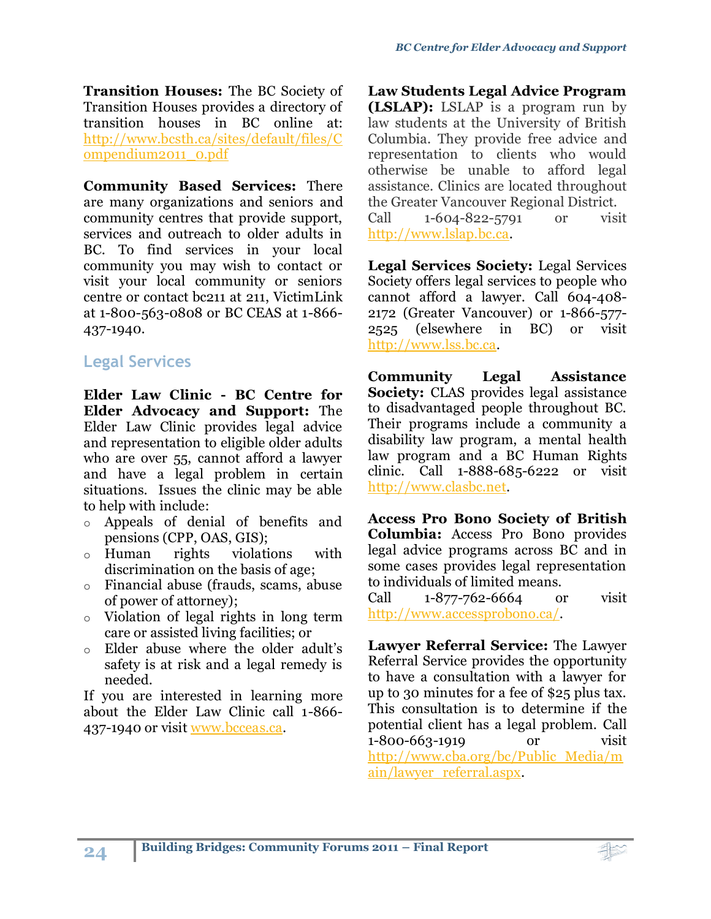**Transition Houses:** The BC Society of Transition Houses provides a directory of transition houses in BC online at: http://www.bcsth.ca/sites/default/files/Compendium2011_0.pdf

**Community Based Services:** There are many organizations and seniors and community centres that provide support, services and outreach to older adults in BC. To find services in your local community you may wish to contact or visit your local community or seniors centre or contact bc211 at 211, VictimLink at 1-800-563-0808 or BC CEAS at 1-866-437-1940.

## Legal Services

**Elder Law Clinic - BC Centre for Elder Advocacy and Support:** The Elder Law Clinic provides legal advice and representation to eligible older adults who are over 55, cannot afford a lawyer and have a legal problem in certain situations. Issues the clinic may be able to help with include:

- Appeals of denial of benefits and pensions (CPP, OAS, GIS);
- Human rights violations with discrimination on the basis of age;
- Financial abuse (frauds, scams, abuse of power of attorney);
- Violation of legal rights in long term care or assisted living facilities; or
- Elder abuse where the older adult's safety is at risk and a legal remedy is needed.

If you are interested in learning more about the Elder Law Clinic call 1-866-437-1940 or visit www.bcceas.ca.

**Law Students Legal Advice Program (LSLAP):** LSLAP is a program run by law students at the University of British Columbia. They provide free advice and representation to clients who would otherwise be unable to afford legal assistance. Clinics are located throughout the Greater Vancouver Regional District. Call 1-604-822-5791 or visit http://www.lslap.bc.ca.

**Legal Services Society:** Legal Services Society offers legal services to people who cannot afford a lawyer. Call 604-408-2172 (Greater Vancouver) or 1-866-577-2525 (elsewhere in BC) or visit http://www.lss.bc.ca.

**Community Legal Assistance Society:** CLAS provides legal assistance to disadvantaged people throughout BC. Their programs include a community a disability law program, a mental health law program and a BC Human Rights clinic. Call 1-888-685-6222 or visit http://www.clasbc.net.

**Access Pro Bono Society of British Columbia:** Access Pro Bono provides legal advice programs across BC and in some cases provides legal representation to individuals of limited means. Call 1-877-762-6664 or visit http://www.accessprobono.ca/.

**Lawyer Referral Service:** The Lawyer Referral Service provides the opportunity to have a consultation with a lawyer for up to 30 minutes for a fee of $25 plus tax. This consultation is to determine if the potential client has a legal problem. Call 1-800-663-1919 or visit http://www.cba.org/bc/Public_Media/main/lawyer_referral.aspx.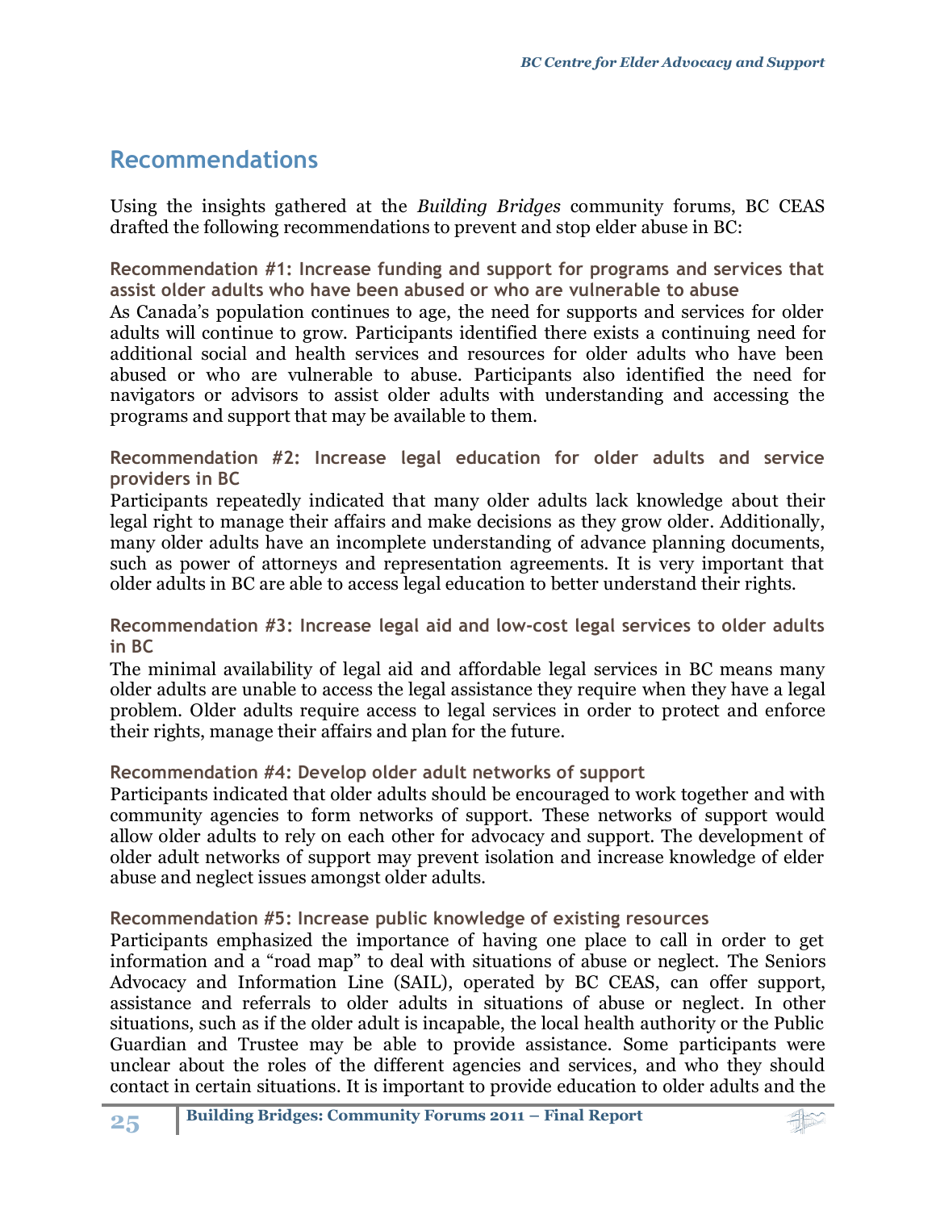## Recommendations

Using the insights gathered at the *Building Bridges* community forums, BC CEAS drafted the following recommendations to prevent and stop elder abuse in BC:

### Recommendation #1: Increase funding and support for programs and services that assist older adults who have been abused or who are vulnerable to abuse

As Canada's population continues to age, the need for supports and services for older adults will continue to grow. Participants identified there exists a continuing need for additional social and health services and resources for older adults who have been abused or who are vulnerable to abuse. Participants also identified the need for navigators or advisors to assist older adults with understanding and accessing the programs and support that may be available to them.

### Recommendation #2: Increase legal education for older adults and service providers in BC

Participants repeatedly indicated that many older adults lack knowledge about their legal right to manage their affairs and make decisions as they grow older. Additionally, many older adults have an incomplete understanding of advance planning documents, such as power of attorneys and representation agreements. It is very important that older adults in BC are able to access legal education to better understand their rights.

### Recommendation #3: Increase legal aid and low-cost legal services to older adults in BC

The minimal availability of legal aid and affordable legal services in BC means many older adults are unable to access the legal assistance they require when they have a legal problem. Older adults require access to legal services in order to protect and enforce their rights, manage their affairs and plan for the future.

### Recommendation #4: Develop older adult networks of support

Participants indicated that older adults should be encouraged to work together and with community agencies to form networks of support. These networks of support would allow older adults to rely on each other for advocacy and support. The development of older adult networks of support may prevent isolation and increase knowledge of elder abuse and neglect issues amongst older adults.

### Recommendation #5: Increase public knowledge of existing resources

Participants emphasized the importance of having one place to call in order to get information and a "road map" to deal with situations of abuse or neglect. The Seniors Advocacy and Information Line (SAIL), operated by BC CEAS, can offer support, assistance and referrals to older adults in situations of abuse or neglect. In other situations, such as if the older adult is incapable, the local health authority or the Public Guardian and Trustee may be able to provide assistance. Some participants were unclear about the roles of the different agencies and services, and who they should contact in certain situations. It is important to provide education to older adults and the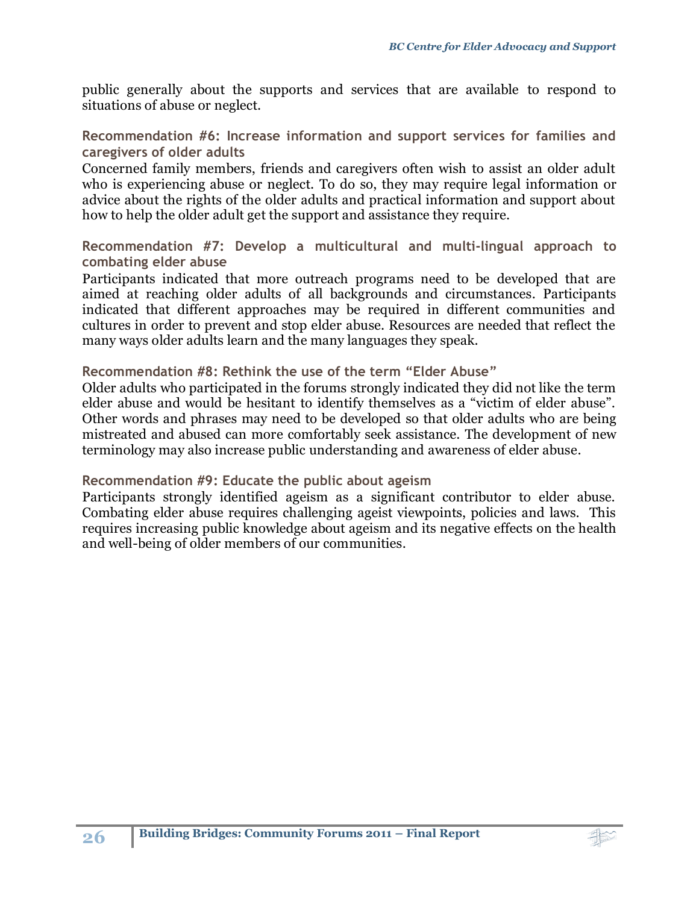public generally about the supports and services that are available to respond to situations of abuse or neglect.

### Recommendation #6: Increase information and support services for families and caregivers of older adults

Concerned family members, friends and caregivers often wish to assist an older adult who is experiencing abuse or neglect. To do so, they may require legal information or advice about the rights of the older adults and practical information and support about how to help the older adult get the support and assistance they require.

### Recommendation #7: Develop a multicultural and multi-lingual approach to combating elder abuse

Participants indicated that more outreach programs need to be developed that are aimed at reaching older adults of all backgrounds and circumstances. Participants indicated that different approaches may be required in different communities and cultures in order to prevent and stop elder abuse. Resources are needed that reflect the many ways older adults learn and the many languages they speak.

### Recommendation #8: Rethink the use of the term "Elder Abuse"

Older adults who participated in the forums strongly indicated they did not like the term elder abuse and would be hesitant to identify themselves as a "victim of elder abuse". Other words and phrases may need to be developed so that older adults who are being mistreated and abused can more comfortably seek assistance. The development of new terminology may also increase public understanding and awareness of elder abuse.

### Recommendation #9: Educate the public about ageism

Participants strongly identified ageism as a significant contributor to elder abuse. Combating elder abuse requires challenging ageist viewpoints, policies and laws. This requires increasing public knowledge about ageism and its negative effects on the health and well-being of older members of our communities.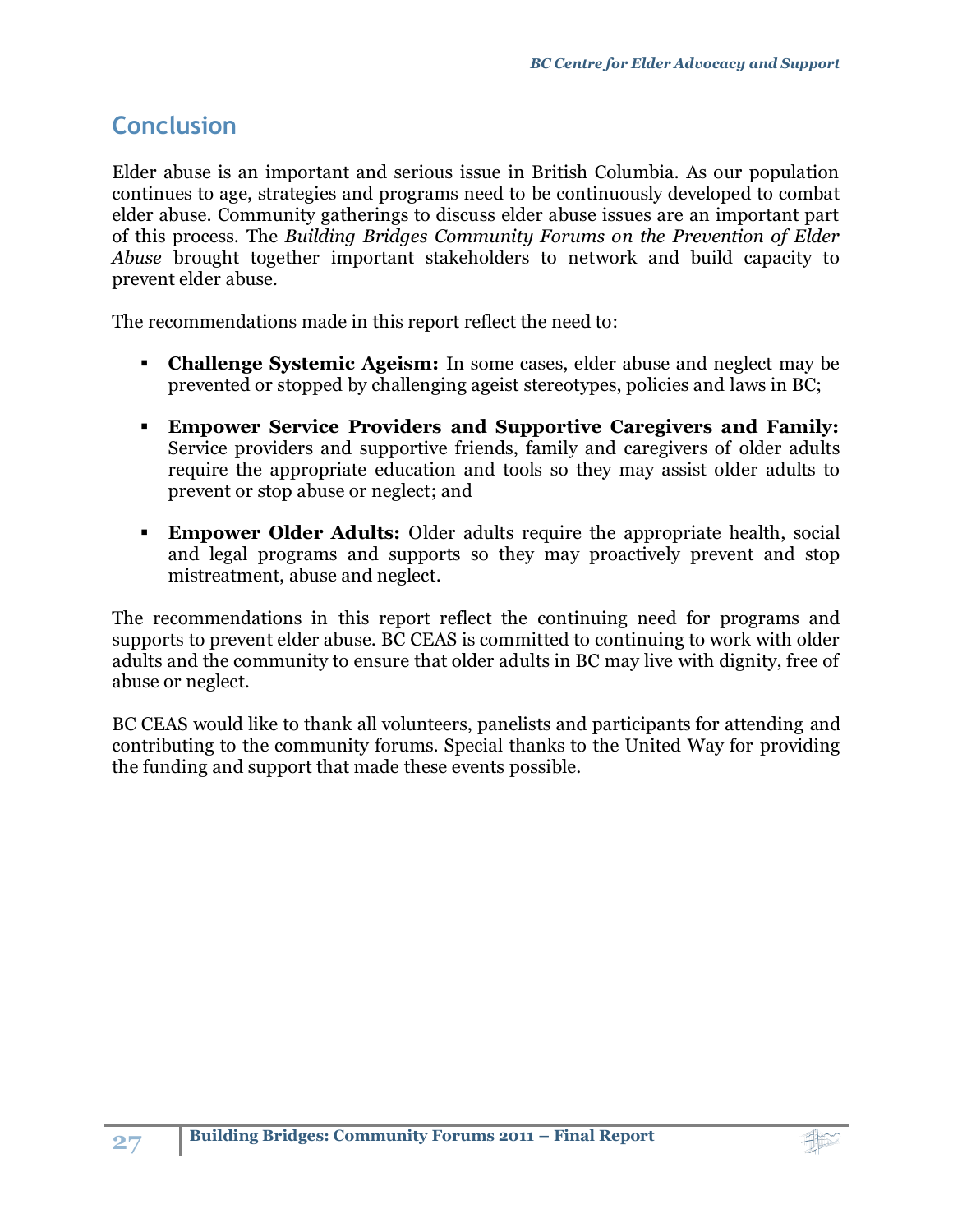## Conclusion

Elder abuse is an important and serious issue in British Columbia. As our population continues to age, strategies and programs need to be continuously developed to combat elder abuse. Community gatherings to discuss elder abuse issues are an important part of this process. The *Building Bridges Community Forums on the Prevention of Elder Abuse* brought together important stakeholders to network and build capacity to prevent elder abuse.

The recommendations made in this report reflect the need to:

- **Challenge Systemic Ageism:** In some cases, elder abuse and neglect may be prevented or stopped by challenging ageist stereotypes, policies and laws in BC;
- **Empower Service Providers and Supportive Caregivers and Family:** Service providers and supportive friends, family and caregivers of older adults require the appropriate education and tools so they may assist older adults to prevent or stop abuse or neglect; and
- **Empower Older Adults:** Older adults require the appropriate health, social and legal programs and supports so they may proactively prevent and stop mistreatment, abuse and neglect.

The recommendations in this report reflect the continuing need for programs and supports to prevent elder abuse. BC CEAS is committed to continuing to work with older adults and the community to ensure that older adults in BC may live with dignity, free of abuse or neglect.

BC CEAS would like to thank all volunteers, panelists and participants for attending and contributing to the community forums. Special thanks to the United Way for providing the funding and support that made these events possible.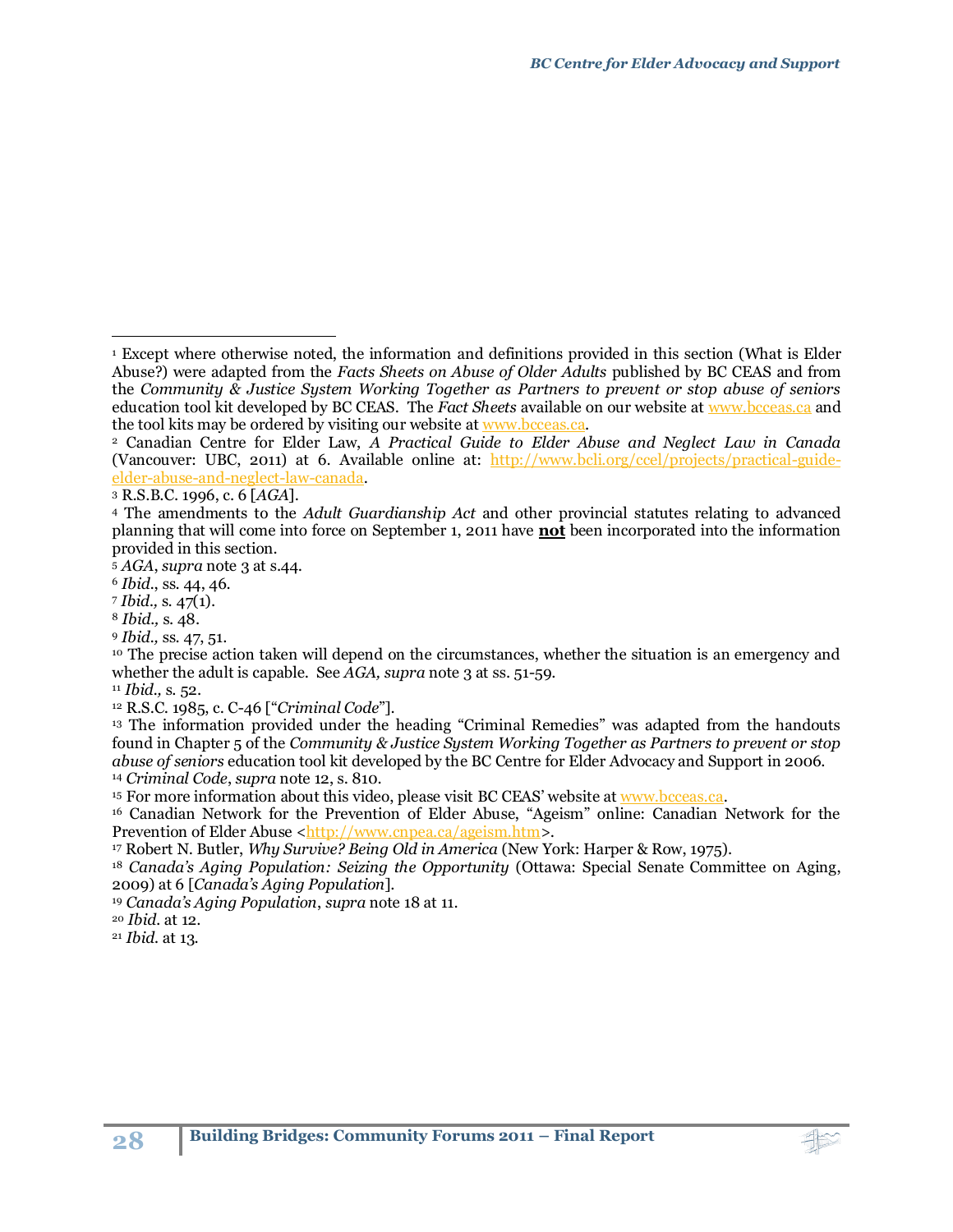---

[1] Except where otherwise noted, the information and definitions provided in this section (What is Elder Abuse?) were adapted from the *Facts Sheets on Abuse of Older Adults* published by BC CEAS and from the *Community & Justice System Working Together as Partners to prevent or stop abuse of seniors* education tool kit developed by BC CEAS. The *Fact Sheets* available on our website at www.bcceas.ca and the tool kits may be ordered by visiting our website at www.bcceas.ca.

[2] Canadian Centre for Elder Law, *A Practical Guide to Elder Abuse and Neglect Law in Canada* (Vancouver: UBC, 2011) at 6. Available online at: http://www.bcli.org/ccel/projects/practical-guide-elder-abuse-and-neglect-law-canada.

[3] R.S.B.C. 1996, c. 6 [*AGA*].

[4] The amendments to the *Adult Guardianship Act* and other provincial statutes relating to advanced planning that will come into force on September 1, 2011 have **not** been incorporated into the information provided in this section.

[5] *AGA*, *supra* note 3 at s.44.

[6] *Ibid.*, ss. 44, 46.

[7] *Ibid.,* s. 47(1).

[8] *Ibid.,* s. 48.

[9] *Ibid.,* ss. 47, 51.

[10] The precise action taken will depend on the circumstances, whether the situation is an emergency and whether the adult is capable. See *AGA, supra* note 3 at ss. 51-59.

[11] *Ibid.,* s. 52.

[12] R.S.C. 1985, c. C-46 ["*Criminal Code*"].

[13] The information provided under the heading "Criminal Remedies" was adapted from the handouts found in Chapter 5 of the *Community & Justice System Working Together as Partners to prevent or stop abuse of seniors* education tool kit developed by the BC Centre for Elder Advocacy and Support in 2006.

[14] *Criminal Code*, *supra* note 12, s. 810.

[15] For more information about this video, please visit BC CEAS' website at www.bcceas.ca.

[16] Canadian Network for the Prevention of Elder Abuse, "Ageism" online: Canadian Network for the Prevention of Elder Abuse <http://www.cnpea.ca/ageism.htm>.

[17] Robert N. Butler, *Why Survive? Being Old in America* (New York: Harper & Row, 1975).

[18] *Canada's Aging Population: Seizing the Opportunity* (Ottawa: Special Senate Committee on Aging, 2009) at 6 [*Canada's Aging Population*].

[19] *Canada's Aging Population*, *supra* note 18 at 11.

[20] *Ibid.* at 12.

[21] *Ibid.* at 13.